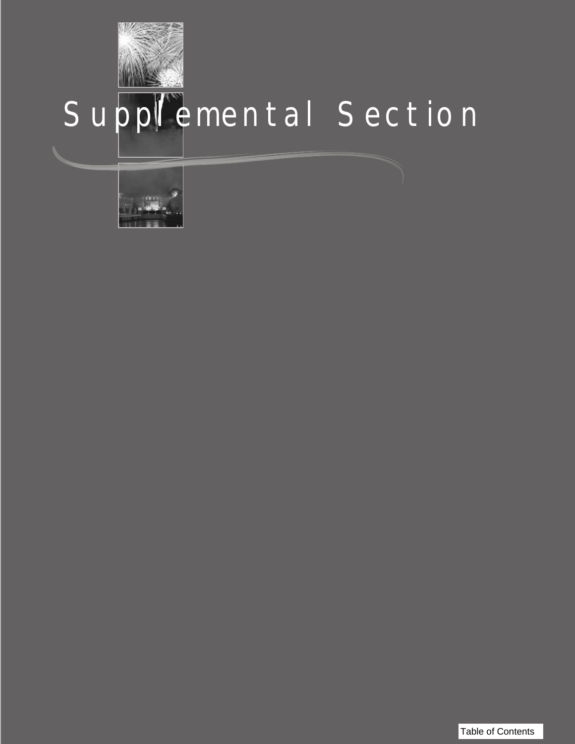# Supplemental Section

Table of Contents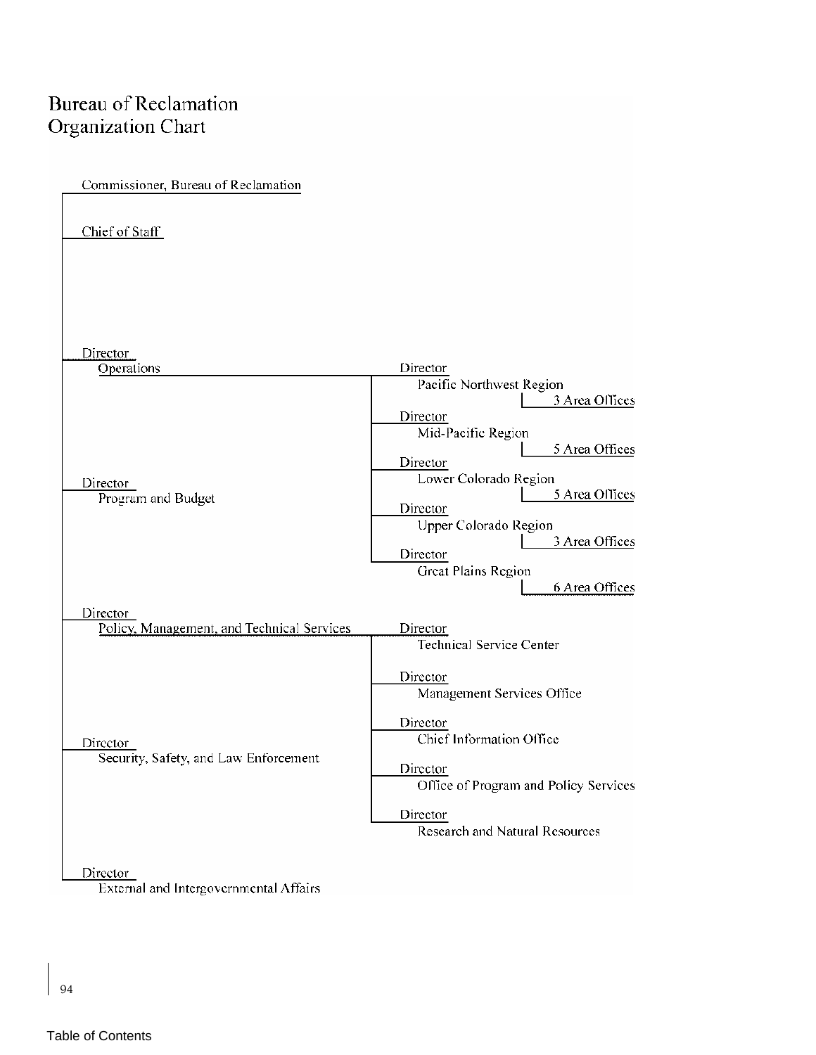# Bureau of Reclamation Organization Chart

- Commissioner, Bureau of Reclamation
  - Chief of Staff
  - Director, Operations
    - Director, Pacific Northwest Region
      - 3 Area Offices
    - Director, Mid-Pacific Region
      - 5 Area Offices
    - Director, Lower Colorado Region
      - 5 Area Offices
    - Director, Upper Colorado Region
      - 3 Area Offices
    - Director, Great Plains Region
      - 6 Area Offices
  - Director, Program and Budget
  - Director, Policy, Management, and Technical Services
    - Director, Technical Service Center
    - Director, Management Services Office
    - Director, Chief Information Office
    - Director, Office of Program and Policy Services
    - Director, Research and Natural Resources
  - Director, Security, Safety, and Law Enforcement
  - Director, External and Intergovernmental Affairs

Table of Contents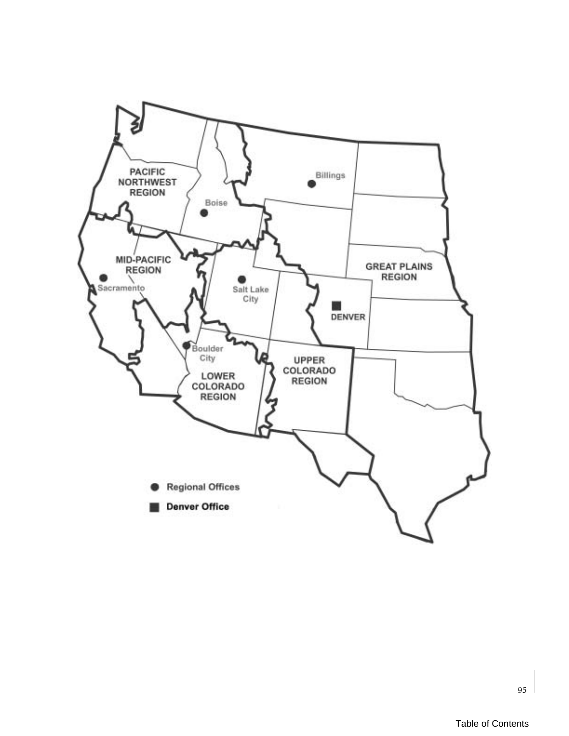PACIFIC NORTHWEST REGION

MID-PACIFIC REGION

GREAT PLAINS REGION

UPPER COLORADO REGION

LOWER COLORADO REGION

Billings

Boise

Sacramento

Salt Lake City

DENVER

Boulder City

● Regional Offices

■ Denver Office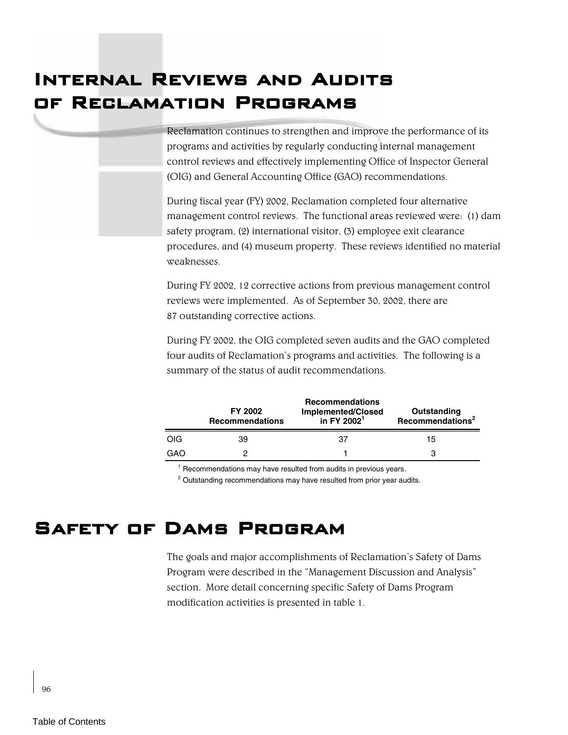# Internal Reviews and Audits of Reclamation Programs

Reclamation continues to strengthen and improve the performance of its programs and activities by regularly conducting internal management control reviews and effectively implementing Office of Inspector General (OIG) and General Accounting Office (GAO) recommendations.

During fiscal year (FY) 2002, Reclamation completed four alternative management control reviews. The functional areas reviewed were: (1) dam safety program, (2) international visitor, (3) employee exit clearance procedures, and (4) museum property. These reviews identified no material weaknesses.

During FY 2002, 12 corrective actions from previous management control reviews were implemented. As of September 30, 2002, there are 87 outstanding corrective actions.

During FY 2002, the OIG completed seven audits and the GAO completed four audits of Reclamation's programs and activities. The following is a summary of the status of audit recommendations.

| | FY 2002 Recommendations | Recommendations Implemented/Closed in FY 2002[1] | Outstanding Recommendations[2] |
|---|---|---|---|
| OIG | 39 | 37 | 15 |
| GAO | 2 | 1 | 3 |

[1] Recommendations may have resulted from audits in previous years.

[2] Outstanding recommendations may have resulted from prior year audits.

# Safety of Dams Program

The goals and major accomplishments of Reclamation's Safety of Dams Program were described in the "Management Discussion and Analysis" section. More detail concerning specific Safety of Dams Program modification activities is presented in table 1.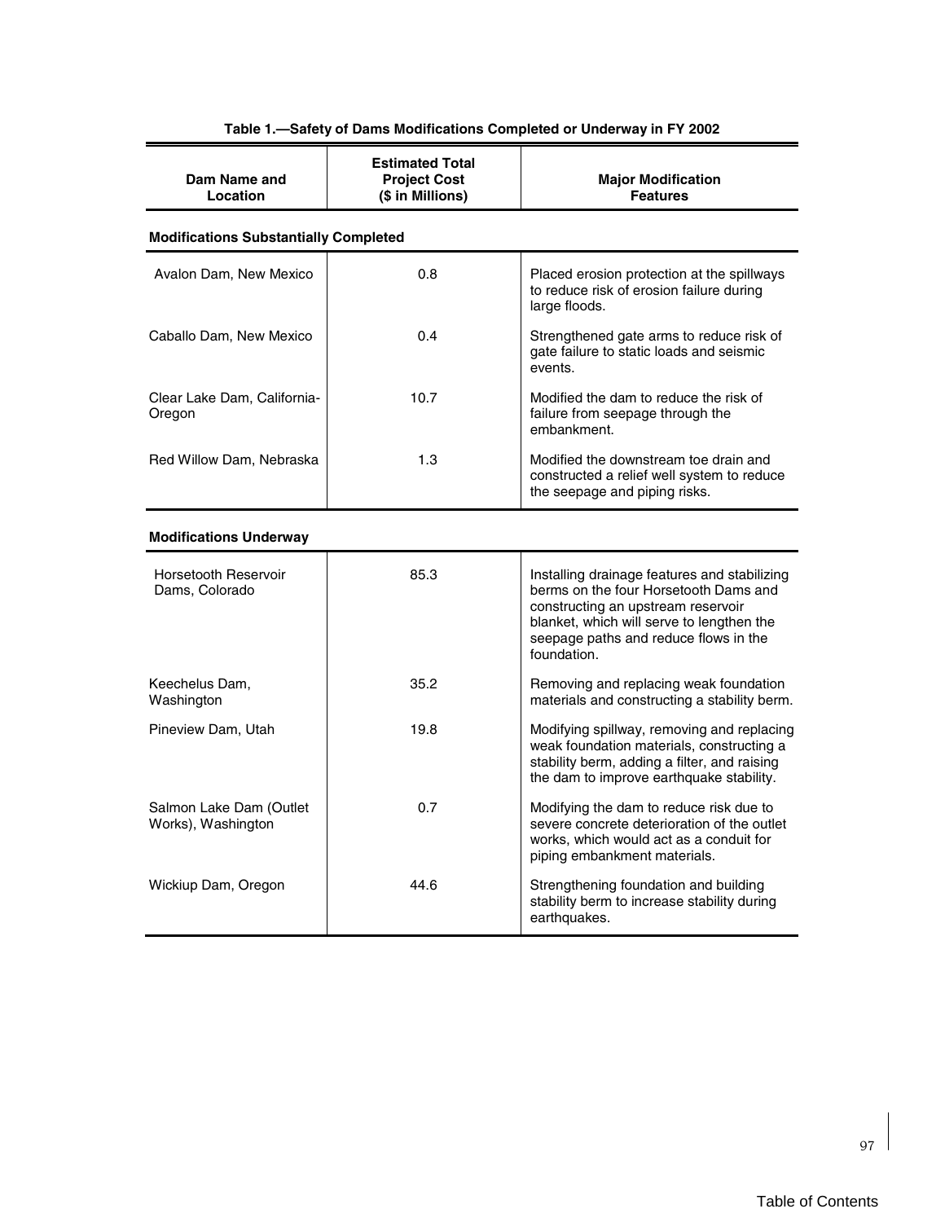**Table 1.—Safety of Dams Modifications Completed or Underway in FY 2002**

| Dam Name and Location | Estimated Total Project Cost ($ in Millions) | Major Modification Features |
|---|---|---|
| **Modifications Substantially Completed** | | |
| Avalon Dam, New Mexico | 0.8 | Placed erosion protection at the spillways to reduce risk of erosion failure during large floods. |
| Caballo Dam, New Mexico | 0.4 | Strengthened gate arms to reduce risk of gate failure to static loads and seismic events. |
| Clear Lake Dam, California-Oregon | 10.7 | Modified the dam to reduce the risk of failure from seepage through the embankment. |
| Red Willow Dam, Nebraska | 1.3 | Modified the downstream toe drain and constructed a relief well system to reduce the seepage and piping risks. |
| **Modifications Underway** | | |
| Horsetooth Reservoir Dams, Colorado | 85.3 | Installing drainage features and stabilizing berms on the four Horsetooth Dams and constructing an upstream reservoir blanket, which will serve to lengthen the seepage paths and reduce flows in the foundation. |
| Keechelus Dam, Washington | 35.2 | Removing and replacing weak foundation materials and constructing a stability berm. |
| Pineview Dam, Utah | 19.8 | Modifying spillway, removing and replacing weak foundation materials, constructing a stability berm, adding a filter, and raising the dam to improve earthquake stability. |
| Salmon Lake Dam (Outlet Works), Washington | 0.7 | Modifying the dam to reduce risk due to severe concrete deterioration of the outlet works, which would act as a conduit for piping embankment materials. |
| Wickiup Dam, Oregon | 44.6 | Strengthening foundation and building stability berm to increase stability during earthquakes. |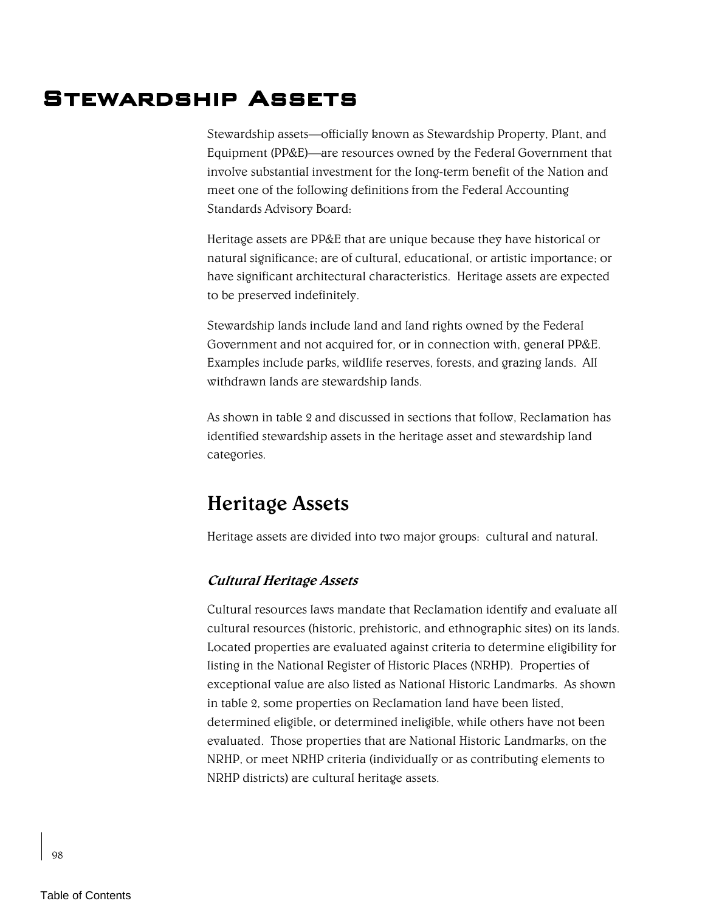# Stewardship Assets

Stewardship assets—officially known as Stewardship Property, Plant, and Equipment (PP&E)—are resources owned by the Federal Government that involve substantial investment for the long-term benefit of the Nation and meet one of the following definitions from the Federal Accounting Standards Advisory Board:

Heritage assets are PP&E that are unique because they have historical or natural significance; are of cultural, educational, or artistic importance; or have significant architectural characteristics. Heritage assets are expected to be preserved indefinitely.

Stewardship lands include land and land rights owned by the Federal Government and not acquired for, or in connection with, general PP&E. Examples include parks, wildlife reserves, forests, and grazing lands. All withdrawn lands are stewardship lands.

As shown in table 2 and discussed in sections that follow, Reclamation has identified stewardship assets in the heritage asset and stewardship land categories.

## Heritage Assets

Heritage assets are divided into two major groups: cultural and natural.

### *Cultural Heritage Assets*

Cultural resources laws mandate that Reclamation identify and evaluate all cultural resources (historic, prehistoric, and ethnographic sites) on its lands. Located properties are evaluated against criteria to determine eligibility for listing in the National Register of Historic Places (NRHP). Properties of exceptional value are also listed as National Historic Landmarks. As shown in table 2, some properties on Reclamation land have been listed, determined eligible, or determined ineligible, while others have not been evaluated. Those properties that are National Historic Landmarks, on the NRHP, or meet NRHP criteria (individually or as contributing elements to NRHP districts) are cultural heritage assets.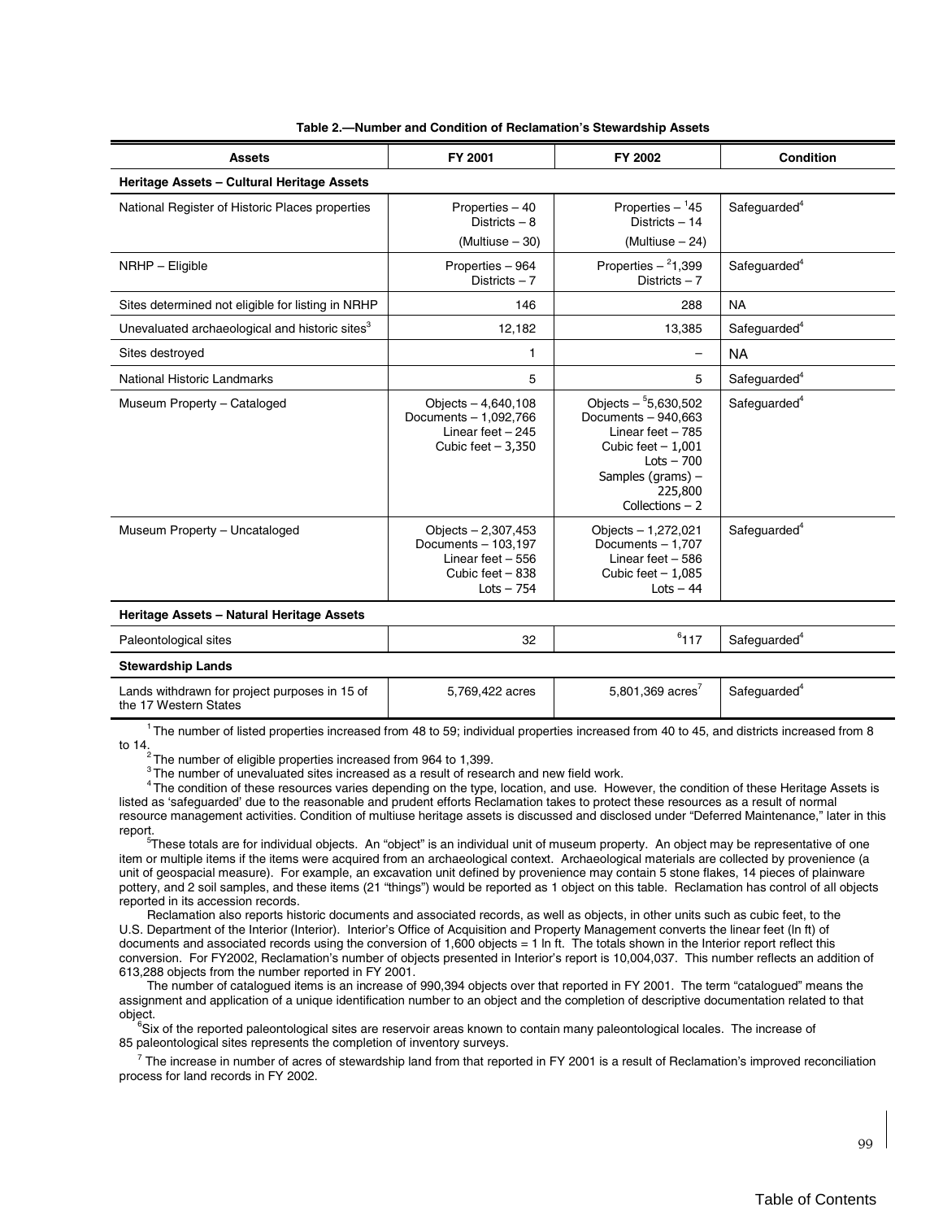**Table 2.—Number and Condition of Reclamation's Stewardship Assets**

| Assets | FY 2001 | FY 2002 | Condition |
|---|---|---|---|
| **Heritage Assets – Cultural Heritage Assets** | | | |
| National Register of Historic Places properties | Properties – 40<br>Districts – 8<br>(Multiuse – 30) | Properties – [1]45<br>Districts – 14<br>(Multiuse – 24) | Safeguarded[4] |
| NRHP – Eligible | Properties – 964<br>Districts – 7 | Properties – [2]1,399<br>Districts – 7 | Safeguarded[4] |
| Sites determined not eligible for listing in NRHP | 146 | 288 | NA |
| Unevaluated archaeological and historic sites[3] | 12,182 | 13,385 | Safeguarded[4] |
| Sites destroyed | 1 | – | NA |
| National Historic Landmarks | 5 | 5 | Safeguarded[4] |
| Museum Property – Cataloged | Objects – 4,640,108<br>Documents – 1,092,766<br>Linear feet – 245<br>Cubic feet – 3,350 | Objects – [5]5,630,502<br>Documents – 940,663<br>Linear feet – 785<br>Cubic feet – 1,001<br>Lots – 700<br>Samples (grams) – 225,800<br>Collections – 2 | Safeguarded[4] |
| Museum Property – Uncataloged | Objects – 2,307,453<br>Documents – 103,197<br>Linear feet – 556<br>Cubic feet – 838<br>Lots – 754 | Objects – 1,272,021<br>Documents – 1,707<br>Linear feet – 586<br>Cubic feet – 1,085<br>Lots – 44 | Safeguarded[4] |
| **Heritage Assets – Natural Heritage Assets** | | | |
| Paleontological sites | 32 | [6]117 | Safeguarded[4] |
| **Stewardship Lands** | | | |
| Lands withdrawn for project purposes in 15 of the 17 Western States | 5,769,422 acres | 5,801,369 acres[7] | Safeguarded[4] |

[1] The number of listed properties increased from 48 to 59; individual properties increased from 40 to 45, and districts increased from 8 to 14.

[2] The number of eligible properties increased from 964 to 1,399.

[3] The number of unevaluated sites increased as a result of research and new field work.

[4] The condition of these resources varies depending on the type, location, and use. However, the condition of these Heritage Assets is listed as 'safeguarded' due to the reasonable and prudent efforts Reclamation takes to protect these resources as a result of normal resource management activities. Condition of multiuse heritage assets is discussed and disclosed under "Deferred Maintenance," later in this report.

[5] These totals are for individual objects. An "object" is an individual unit of museum property. An object may be representative of one item or multiple items if the items were acquired from an archaeological context. Archaeological materials are collected by provenience (a unit of geospatial measure). For example, an excavation unit defined by provenience may contain 5 stone flakes, 14 pieces of plainware pottery, and 2 soil samples, and these items (21 "things") would be reported as 1 object on this table. Reclamation has control of all objects reported in its accession records.

Reclamation also reports historic documents and associated records, as well as objects, in other units such as cubic feet, to the U.S. Department of the Interior (Interior). Interior's Office of Acquisition and Property Management converts the linear feet (ln ft) of documents and associated records using the conversion of 1,600 objects = 1 ln ft. The totals shown in the Interior report reflect this conversion. For FY2002, Reclamation's number of objects presented in Interior's report is 10,004,037. This number reflects an addition of 613,288 objects from the number reported in FY 2001.

The number of catalogued items is an increase of 990,394 objects over that reported in FY 2001. The term "catalogued" means the assignment and application of a unique identification number to an object and the completion of descriptive documentation related to that object.

[6] Six of the reported paleontological sites are reservoir areas known to contain many paleontological locales. The increase of 85 paleontological sites represents the completion of inventory surveys.

[7] The increase in number of acres of stewardship land from that reported in FY 2001 is a result of Reclamation's improved reconciliation process for land records in FY 2002.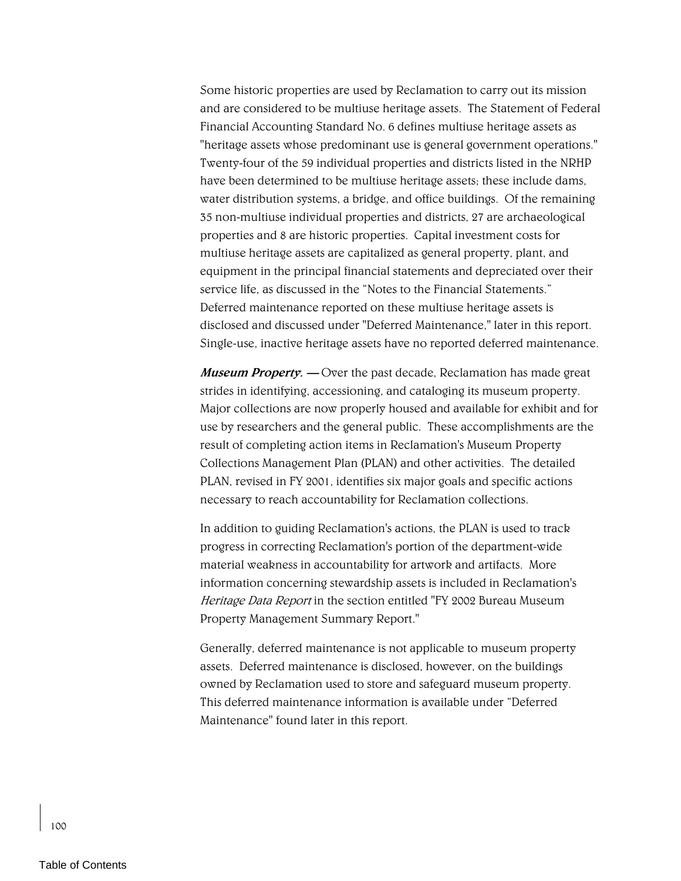Some historic properties are used by Reclamation to carry out its mission and are considered to be multiuse heritage assets. The Statement of Federal Financial Accounting Standard No. 6 defines multiuse heritage assets as "heritage assets whose predominant use is general government operations." Twenty-four of the 59 individual properties and districts listed in the NRHP have been determined to be multiuse heritage assets; these include dams, water distribution systems, a bridge, and office buildings. Of the remaining 35 non-multiuse individual properties and districts, 27 are archaeological properties and 8 are historic properties. Capital investment costs for multiuse heritage assets are capitalized as general property, plant, and equipment in the principal financial statements and depreciated over their service life, as discussed in the "Notes to the Financial Statements." Deferred maintenance reported on these multiuse heritage assets is disclosed and discussed under "Deferred Maintenance," later in this report. Single-use, inactive heritage assets have no reported deferred maintenance.

***Museum Property. —*** Over the past decade, Reclamation has made great strides in identifying, accessioning, and cataloging its museum property. Major collections are now properly housed and available for exhibit and for use by researchers and the general public. These accomplishments are the result of completing action items in Reclamation's Museum Property Collections Management Plan (PLAN) and other activities. The detailed PLAN, revised in FY 2001, identifies six major goals and specific actions necessary to reach accountability for Reclamation collections.

In addition to guiding Reclamation's actions, the PLAN is used to track progress in correcting Reclamation's portion of the department-wide material weakness in accountability for artwork and artifacts. More information concerning stewardship assets is included in Reclamation's *Heritage Data Report* in the section entitled "FY 2002 Bureau Museum Property Management Summary Report."

Generally, deferred maintenance is not applicable to museum property assets. Deferred maintenance is disclosed, however, on the buildings owned by Reclamation used to store and safeguard museum property. This deferred maintenance information is available under "Deferred Maintenance" found later in this report.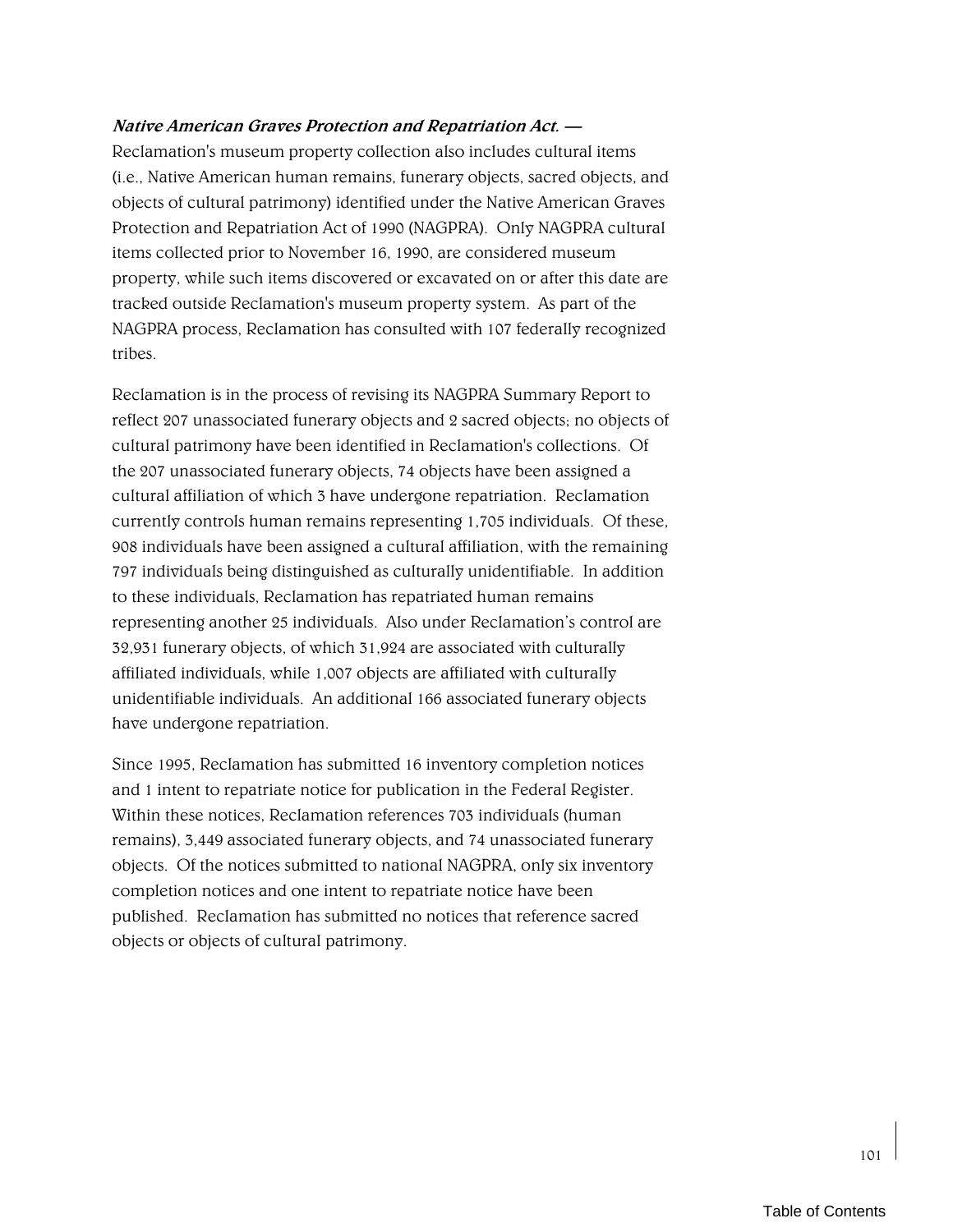***Native American Graves Protection and Repatriation Act.* —** Reclamation's museum property collection also includes cultural items (i.e., Native American human remains, funerary objects, sacred objects, and objects of cultural patrimony) identified under the Native American Graves Protection and Repatriation Act of 1990 (NAGPRA). Only NAGPRA cultural items collected prior to November 16, 1990, are considered museum property, while such items discovered or excavated on or after this date are tracked outside Reclamation's museum property system. As part of the NAGPRA process, Reclamation has consulted with 107 federally recognized tribes.

Reclamation is in the process of revising its NAGPRA Summary Report to reflect 207 unassociated funerary objects and 2 sacred objects; no objects of cultural patrimony have been identified in Reclamation's collections. Of the 207 unassociated funerary objects, 74 objects have been assigned a cultural affiliation of which 3 have undergone repatriation. Reclamation currently controls human remains representing 1,705 individuals. Of these, 908 individuals have been assigned a cultural affiliation, with the remaining 797 individuals being distinguished as culturally unidentifiable. In addition to these individuals, Reclamation has repatriated human remains representing another 25 individuals. Also under Reclamation's control are 32,931 funerary objects, of which 31,924 are associated with culturally affiliated individuals, while 1,007 objects are affiliated with culturally unidentifiable individuals. An additional 166 associated funerary objects have undergone repatriation.

Since 1995, Reclamation has submitted 16 inventory completion notices and 1 intent to repatriate notice for publication in the Federal Register. Within these notices, Reclamation references 703 individuals (human remains), 3,449 associated funerary objects, and 74 unassociated funerary objects. Of the notices submitted to national NAGPRA, only six inventory completion notices and one intent to repatriate notice have been published. Reclamation has submitted no notices that reference sacred objects or objects of cultural patrimony.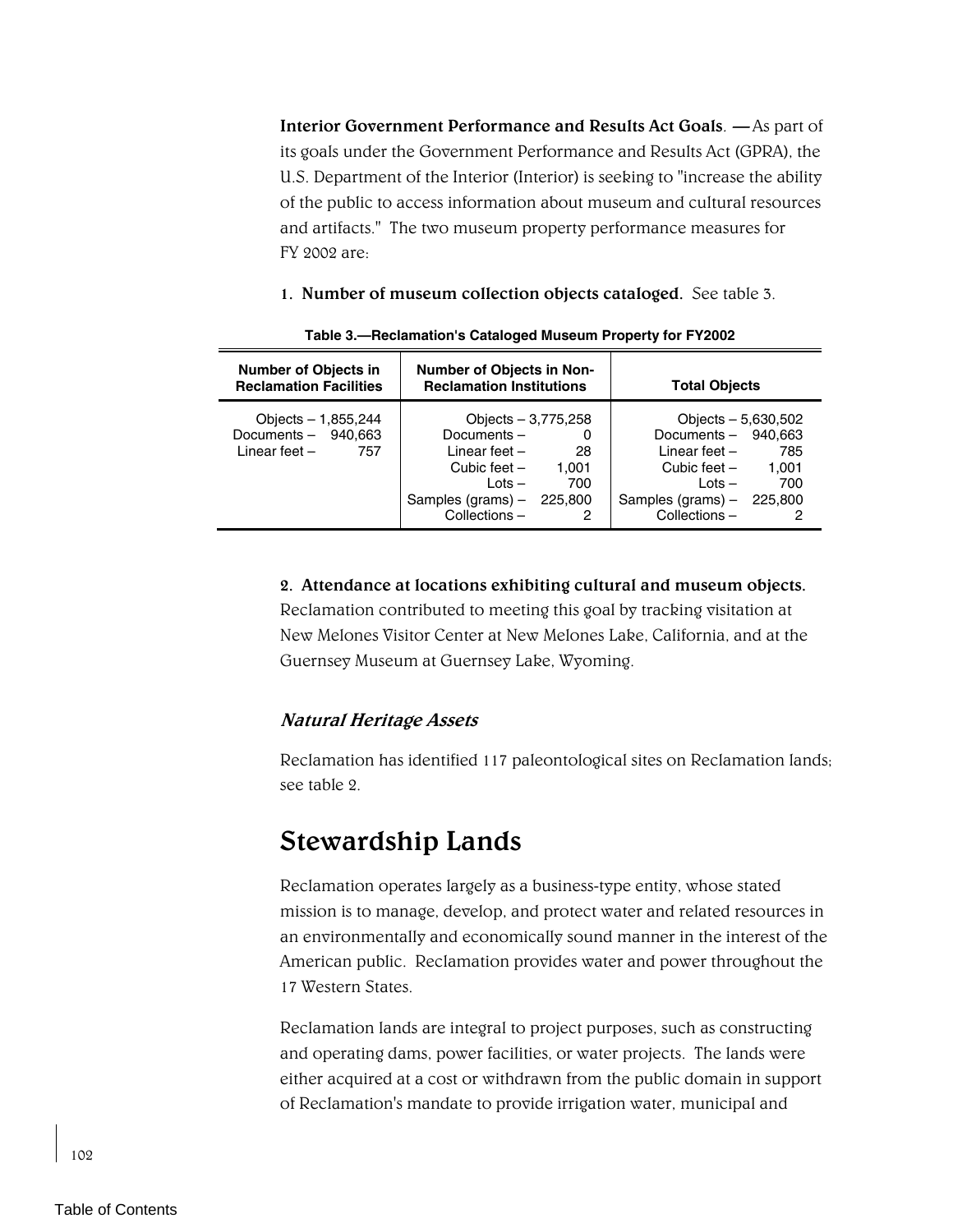**Interior Government Performance and Results Act Goals**. **—** As part of its goals under the Government Performance and Results Act (GPRA), the U.S. Department of the Interior (Interior) is seeking to "increase the ability of the public to access information about museum and cultural resources and artifacts." The two museum property performance measures for FY 2002 are:

1. **Number of museum collection objects cataloged.** See table 3.

**Table 3.—Reclamation's Cataloged Museum Property for FY2002**

| Number of Objects in Reclamation Facilities | Number of Objects in Non-Reclamation Institutions | Total Objects |
|---|---|---|
| Objects – 1,855,244<br>Documents – 940,663<br>Linear feet – 757 | Objects – 3,775,258<br>Documents – 0<br>Linear feet – 28<br>Cubic feet – 1,001<br>Lots – 700<br>Samples (grams) – 225,800<br>Collections – 2 | Objects – 5,630,502<br>Documents – 940,663<br>Linear feet – 785<br>Cubic feet – 1,001<br>Lots – 700<br>Samples (grams) – 225,800<br>Collections – 2 |

2. **Attendance at locations exhibiting cultural and museum objects.** Reclamation contributed to meeting this goal by tracking visitation at New Melones Visitor Center at New Melones Lake, California, and at the Guernsey Museum at Guernsey Lake, Wyoming.

### *Natural Heritage Assets*

Reclamation has identified 117 paleontological sites on Reclamation lands; see table 2.

## Stewardship Lands

Reclamation operates largely as a business-type entity, whose stated mission is to manage, develop, and protect water and related resources in an environmentally and economically sound manner in the interest of the American public. Reclamation provides water and power throughout the 17 Western States.

Reclamation lands are integral to project purposes, such as constructing and operating dams, power facilities, or water projects. The lands were either acquired at a cost or withdrawn from the public domain in support of Reclamation's mandate to provide irrigation water, municipal and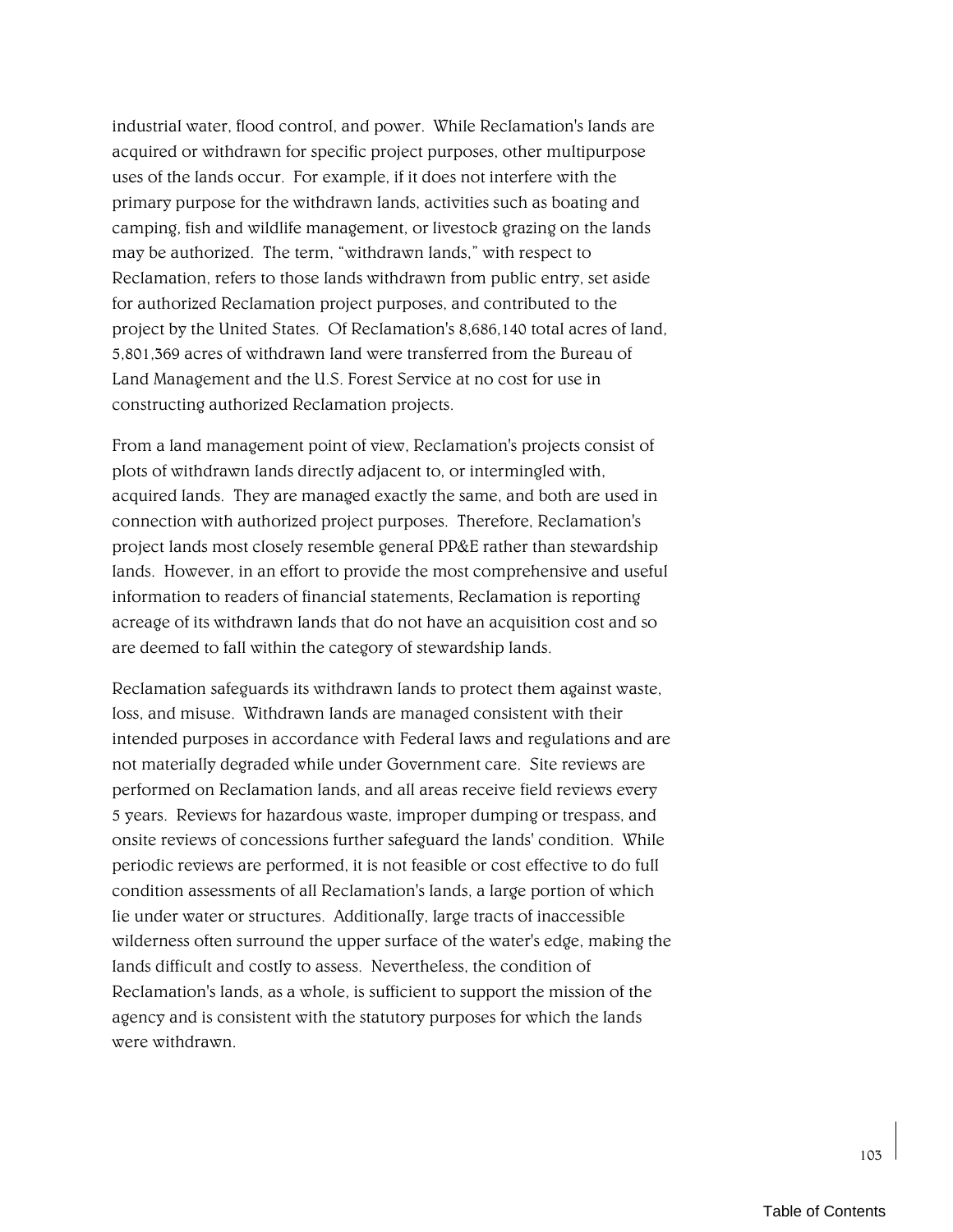industrial water, flood control, and power. While Reclamation's lands are acquired or withdrawn for specific project purposes, other multipurpose uses of the lands occur. For example, if it does not interfere with the primary purpose for the withdrawn lands, activities such as boating and camping, fish and wildlife management, or livestock grazing on the lands may be authorized. The term, "withdrawn lands," with respect to Reclamation, refers to those lands withdrawn from public entry, set aside for authorized Reclamation project purposes, and contributed to the project by the United States. Of Reclamation's 8,686,140 total acres of land, 5,801,369 acres of withdrawn land were transferred from the Bureau of Land Management and the U.S. Forest Service at no cost for use in constructing authorized Reclamation projects.

From a land management point of view, Reclamation's projects consist of plots of withdrawn lands directly adjacent to, or intermingled with, acquired lands. They are managed exactly the same, and both are used in connection with authorized project purposes. Therefore, Reclamation's project lands most closely resemble general PP&E rather than stewardship lands. However, in an effort to provide the most comprehensive and useful information to readers of financial statements, Reclamation is reporting acreage of its withdrawn lands that do not have an acquisition cost and so are deemed to fall within the category of stewardship lands.

Reclamation safeguards its withdrawn lands to protect them against waste, loss, and misuse. Withdrawn lands are managed consistent with their intended purposes in accordance with Federal laws and regulations and are not materially degraded while under Government care. Site reviews are performed on Reclamation lands, and all areas receive field reviews every 5 years. Reviews for hazardous waste, improper dumping or trespass, and onsite reviews of concessions further safeguard the lands' condition. While periodic reviews are performed, it is not feasible or cost effective to do full condition assessments of all Reclamation's lands, a large portion of which lie under water or structures. Additionally, large tracts of inaccessible wilderness often surround the upper surface of the water's edge, making the lands difficult and costly to assess. Nevertheless, the condition of Reclamation's lands, as a whole, is sufficient to support the mission of the agency and is consistent with the statutory purposes for which the lands were withdrawn.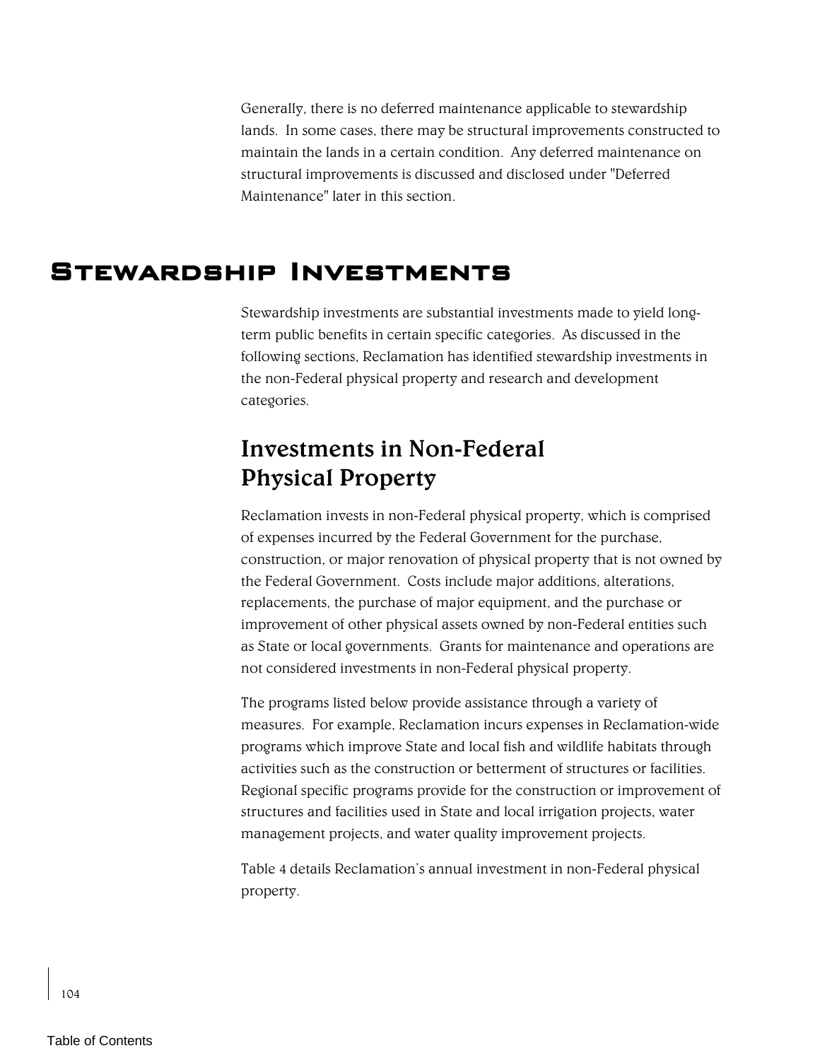Generally, there is no deferred maintenance applicable to stewardship lands. In some cases, there may be structural improvements constructed to maintain the lands in a certain condition. Any deferred maintenance on structural improvements is discussed and disclosed under "Deferred Maintenance" later in this section.

# Stewardship Investments

Stewardship investments are substantial investments made to yield long-term public benefits in certain specific categories. As discussed in the following sections, Reclamation has identified stewardship investments in the non-Federal physical property and research and development categories.

## Investments in Non-Federal Physical Property

Reclamation invests in non-Federal physical property, which is comprised of expenses incurred by the Federal Government for the purchase, construction, or major renovation of physical property that is not owned by the Federal Government. Costs include major additions, alterations, replacements, the purchase of major equipment, and the purchase or improvement of other physical assets owned by non-Federal entities such as State or local governments. Grants for maintenance and operations are not considered investments in non-Federal physical property.

The programs listed below provide assistance through a variety of measures. For example, Reclamation incurs expenses in Reclamation-wide programs which improve State and local fish and wildlife habitats through activities such as the construction or betterment of structures or facilities. Regional specific programs provide for the construction or improvement of structures and facilities used in State and local irrigation projects, water management projects, and water quality improvement projects.

Table 4 details Reclamation's annual investment in non-Federal physical property.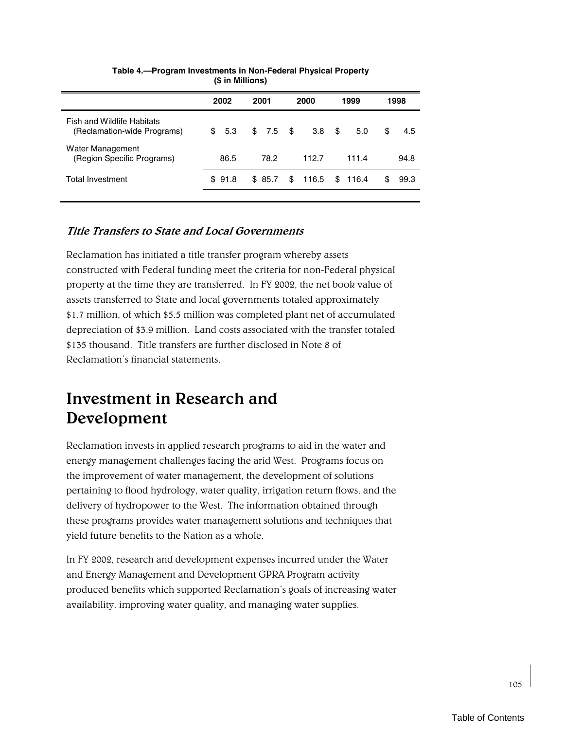**Table 4.—Program Investments in Non-Federal Physical Property**
**($ in Millions)**

| | 2002 | 2001 | 2000 | 1999 | 1998 |
|---|---|---|---|---|---|
| Fish and Wildlife Habitats (Reclamation-wide Programs) | $ 5.3 | $ 7.5 | $ 3.8 | $ 5.0 | $ 4.5 |
| Water Management (Region Specific Programs) | 86.5 | 78.2 | 112.7 | 111.4 | 94.8 |
| Total Investment | $ 91.8 | $ 85.7 | $ 116.5 | $ 116.4 | $ 99.3 |

### *Title Transfers to State and Local Governments*

Reclamation has initiated a title transfer program whereby assets constructed with Federal funding meet the criteria for non-Federal physical property at the time they are transferred. In FY 2002, the net book value of assets transferred to State and local governments totaled approximately $1.7 million, of which $5.5 million was completed plant net of accumulated depreciation of $3.9 million. Land costs associated with the transfer totaled $135 thousand. Title transfers are further disclosed in Note 8 of Reclamation's financial statements.

## Investment in Research and Development

Reclamation invests in applied research programs to aid in the water and energy management challenges facing the arid West. Programs focus on the improvement of water management, the development of solutions pertaining to flood hydrology, water quality, irrigation return flows, and the delivery of hydropower to the West. The information obtained through these programs provides water management solutions and techniques that yield future benefits to the Nation as a whole.

In FY 2002, research and development expenses incurred under the Water and Energy Management and Development GPRA Program activity produced benefits which supported Reclamation's goals of increasing water availability, improving water quality, and managing water supplies.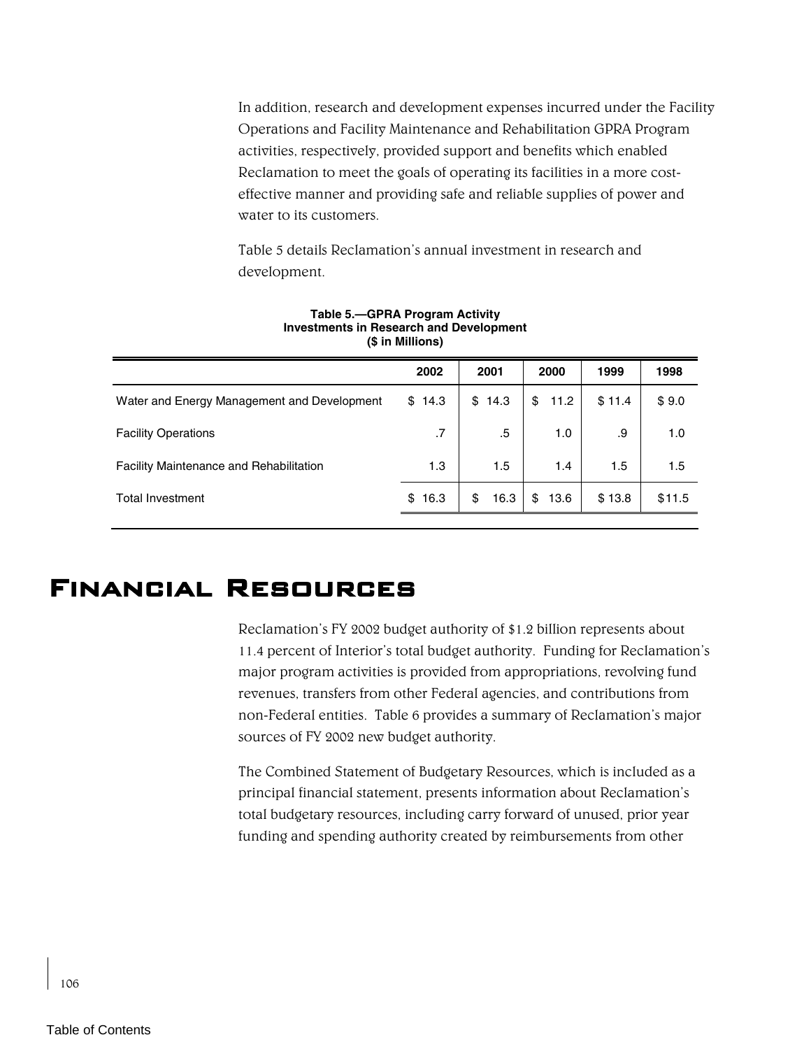In addition, research and development expenses incurred under the Facility Operations and Facility Maintenance and Rehabilitation GPRA Program activities, respectively, provided support and benefits which enabled Reclamation to meet the goals of operating its facilities in a more cost-effective manner and providing safe and reliable supplies of power and water to its customers.

Table 5 details Reclamation's annual investment in research and development.

**Table 5.—GPRA Program Activity**
**Investments in Research and Development**
**($ in Millions)**

| | 2002 | 2001 | 2000 | 1999 | 1998 |
|---|---|---|---|---|---|
| Water and Energy Management and Development | $ 14.3 | $ 14.3 | $ 11.2 | $ 11.4 | $ 9.0 |
| Facility Operations | .7 | .5 | 1.0 | .9 | 1.0 |
| Facility Maintenance and Rehabilitation | 1.3 | 1.5 | 1.4 | 1.5 | 1.5 |
| Total Investment | $ 16.3 | $ 16.3 | $ 13.6 | $ 13.8 | $11.5 |

# Financial Resources

Reclamation's FY 2002 budget authority of $1.2 billion represents about 11.4 percent of Interior's total budget authority. Funding for Reclamation's major program activities is provided from appropriations, revolving fund revenues, transfers from other Federal agencies, and contributions from non-Federal entities. Table 6 provides a summary of Reclamation's major sources of FY 2002 new budget authority.

The Combined Statement of Budgetary Resources, which is included as a principal financial statement, presents information about Reclamation's total budgetary resources, including carry forward of unused, prior year funding and spending authority created by reimbursements from other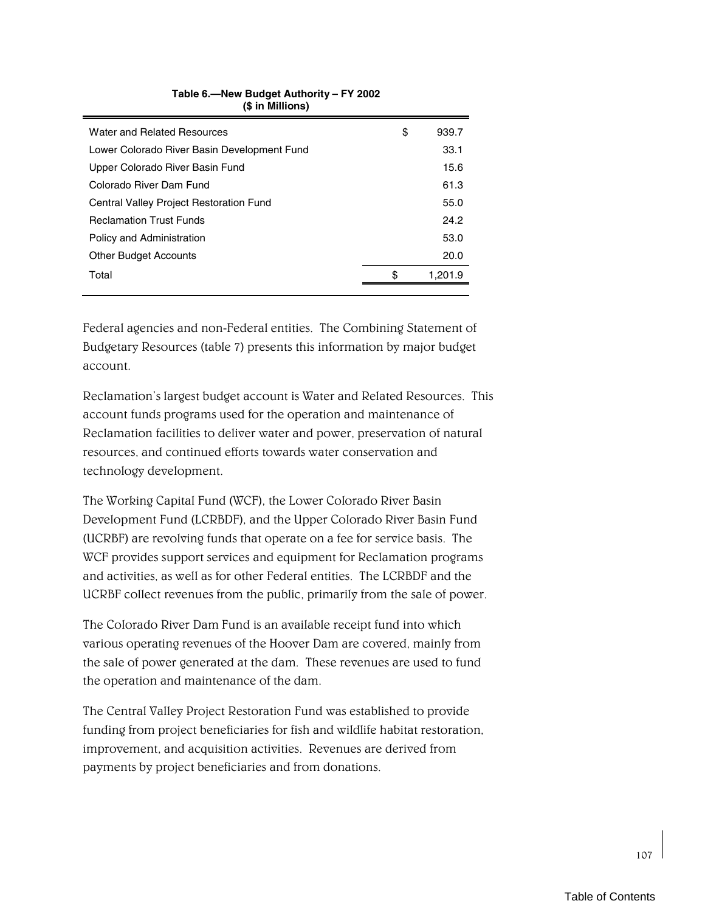**Table 6.—New Budget Authority – FY 2002**
**($ in Millions)**

| | |
|---|---|
| Water and Related Resources | $ 939.7 |
| Lower Colorado River Basin Development Fund | 33.1 |
| Upper Colorado River Basin Fund | 15.6 |
| Colorado River Dam Fund | 61.3 |
| Central Valley Project Restoration Fund | 55.0 |
| Reclamation Trust Funds | 24.2 |
| Policy and Administration | 53.0 |
| Other Budget Accounts | 20.0 |
| Total | $ 1,201.9 |

Federal agencies and non-Federal entities. The Combining Statement of Budgetary Resources (table 7) presents this information by major budget account.

Reclamation's largest budget account is Water and Related Resources. This account funds programs used for the operation and maintenance of Reclamation facilities to deliver water and power, preservation of natural resources, and continued efforts towards water conservation and technology development.

The Working Capital Fund (WCF), the Lower Colorado River Basin Development Fund (LCRBDF), and the Upper Colorado River Basin Fund (UCRBF) are revolving funds that operate on a fee for service basis. The WCF provides support services and equipment for Reclamation programs and activities, as well as for other Federal entities. The LCRBDF and the UCRBF collect revenues from the public, primarily from the sale of power.

The Colorado River Dam Fund is an available receipt fund into which various operating revenues of the Hoover Dam are covered, mainly from the sale of power generated at the dam. These revenues are used to fund the operation and maintenance of the dam.

The Central Valley Project Restoration Fund was established to provide funding from project beneficiaries for fish and wildlife habitat restoration, improvement, and acquisition activities. Revenues are derived from payments by project beneficiaries and from donations.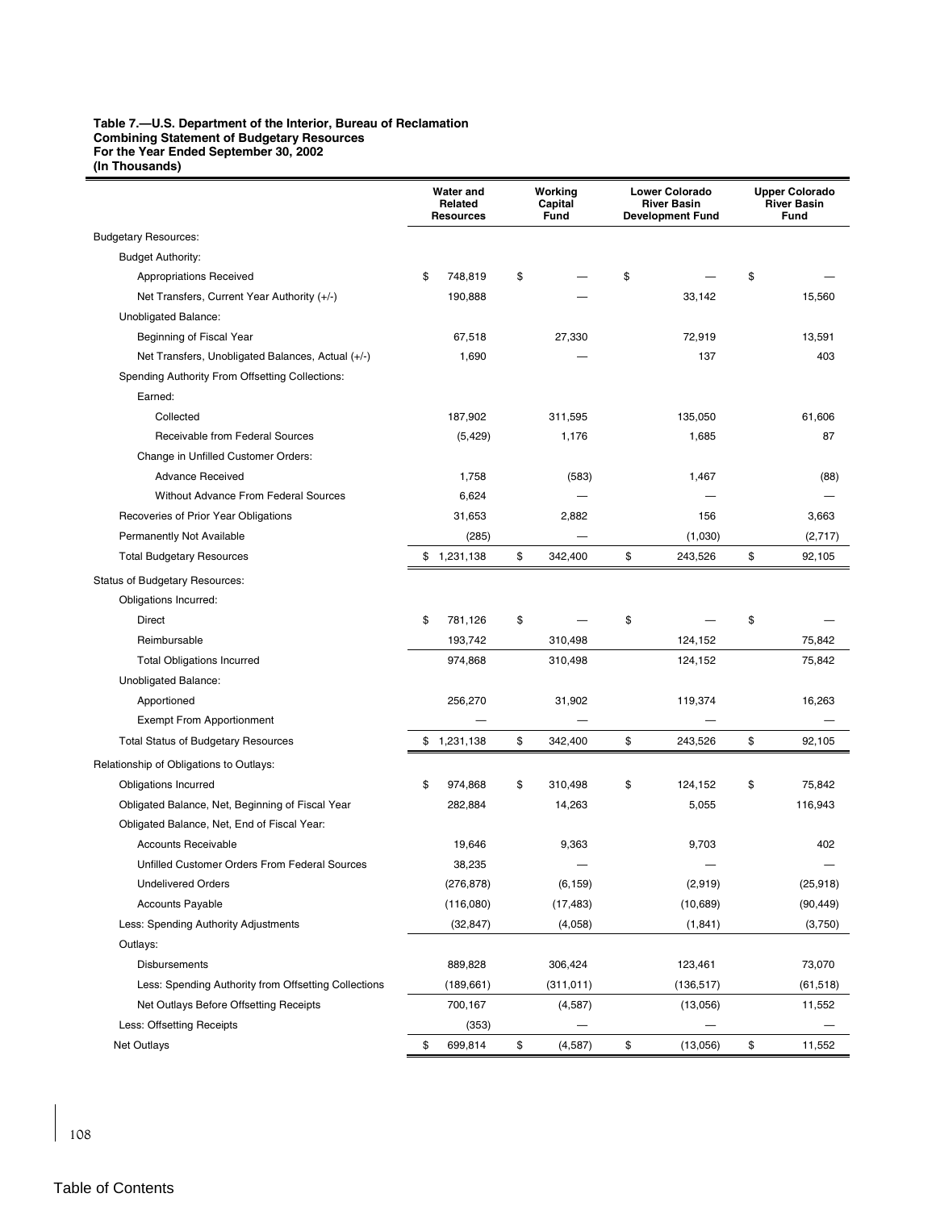**Table 7.—U.S. Department of the Interior, Bureau of Reclamation**
**Combining Statement of Budgetary Resources**
**For the Year Ended September 30, 2002**
**(In Thousands)**

| | Water and Related Resources | Working Capital Fund | Lower Colorado River Basin Development Fund | Upper Colorado River Basin Fund |
|---|---|---|---|---|
| Budgetary Resources: | | | | |
| Budget Authority: | | | | |
| Appropriations Received | $ 748,819 | $ — | $ — | $ — |
| Net Transfers, Current Year Authority (+/-) | 190,888 | — | 33,142 | 15,560 |
| Unobligated Balance: | | | | |
| Beginning of Fiscal Year | 67,518 | 27,330 | 72,919 | 13,591 |
| Net Transfers, Unobligated Balances, Actual (+/-) | 1,690 | — | 137 | 403 |
| Spending Authority From Offsetting Collections: | | | | |
| Earned: | | | | |
| Collected | 187,902 | 311,595 | 135,050 | 61,606 |
| Receivable from Federal Sources | (5,429) | 1,176 | 1,685 | 87 |
| Change in Unfilled Customer Orders: | | | | |
| Advance Received | 1,758 | (583) | 1,467 | (88) |
| Without Advance From Federal Sources | 6,624 | — | — | — |
| Recoveries of Prior Year Obligations | 31,653 | 2,882 | 156 | 3,663 |
| Permanently Not Available | (285) | — | (1,030) | (2,717) |
| Total Budgetary Resources | $ 1,231,138 | $ 342,400 | $ 243,526 | $ 92,105 |
| Status of Budgetary Resources: | | | | |
| Obligations Incurred: | | | | |
| Direct | $ 781,126 | $ — | $ — | $ — |
| Reimbursable | 193,742 | 310,498 | 124,152 | 75,842 |
| Total Obligations Incurred | 974,868 | 310,498 | 124,152 | 75,842 |
| Unobligated Balance: | | | | |
| Apportioned | 256,270 | 31,902 | 119,374 | 16,263 |
| Exempt From Apportionment | — | — | — | — |
| Total Status of Budgetary Resources | $ 1,231,138 | $ 342,400 | $ 243,526 | $ 92,105 |
| Relationship of Obligations to Outlays: | | | | |
| Obligations Incurred | $ 974,868 | $ 310,498 | $ 124,152 | $ 75,842 |
| Obligated Balance, Net, Beginning of Fiscal Year | 282,884 | 14,263 | 5,055 | 116,943 |
| Obligated Balance, Net, End of Fiscal Year: | | | | |
| Accounts Receivable | 19,646 | 9,363 | 9,703 | 402 |
| Unfilled Customer Orders From Federal Sources | 38,235 | — | — | — |
| Undelivered Orders | (276,878) | (6,159) | (2,919) | (25,918) |
| Accounts Payable | (116,080) | (17,483) | (10,689) | (90,449) |
| Less: Spending Authority Adjustments | (32,847) | (4,058) | (1,841) | (3,750) |
| Outlays: | | | | |
| Disbursements | 889,828 | 306,424 | 123,461 | 73,070 |
| Less: Spending Authority from Offsetting Collections | (189,661) | (311,011) | (136,517) | (61,518) |
| Net Outlays Before Offsetting Receipts | 700,167 | (4,587) | (13,056) | 11,552 |
| Less: Offsetting Receipts | (353) | — | — | — |
| Net Outlays | $ 699,814 | $ (4,587) | $ (13,056) | $ 11,552 |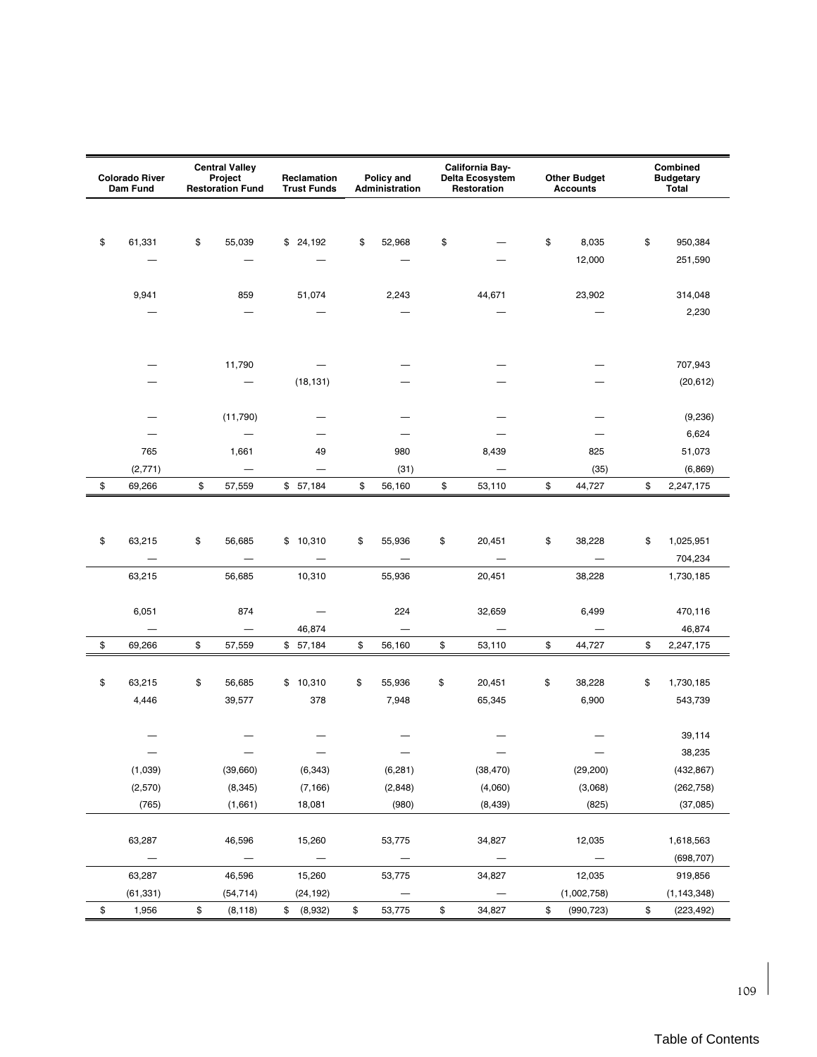| Colorado River Dam Fund | Central Valley Project Restoration Fund | Reclamation Trust Funds | Policy and Administration | California Bay-Delta Ecosystem Restoration | Other Budget Accounts | Combined Budgetary Total |
|---|---|---|---|---|---|---|
| $ 61,331 | $ 55,039 | $ 24,192 | $ 52,968 | $ — | $ 8,035 | $ 950,384 |
| — | — | — | — | — | 12,000 | 251,590 |
| 9,941 | 859 | 51,074 | 2,243 | 44,671 | 23,902 | 314,048 |
| — | — | — | — | — | — | 2,230 |
| — | 11,790 | — | — | — | — | 707,943 |
| — | — | (18,131) | — | — | — | (20,612) |
| — | (11,790) | — | — | — | — | (9,236) |
| — | — | — | — | — | — | 6,624 |
| 765 | 1,661 | 49 | 980 | 8,439 | 825 | 51,073 |
| (2,771) | — | — | (31) | — | (35) | (6,869) |
| $ 69,266 | $ 57,559 | $ 57,184 | $ 56,160 | $ 53,110 | $ 44,727 | $ 2,247,175 |
| $ 63,215 | $ 56,685 | $ 10,310 | $ 55,936 | $ 20,451 | $ 38,228 | $ 1,025,951 |
| — | — | — | — | — | — | 704,234 |
| 63,215 | 56,685 | 10,310 | 55,936 | 20,451 | 38,228 | 1,730,185 |
| 6,051 | 874 | — | 224 | 32,659 | 6,499 | 470,116 |
| — | — | 46,874 | — | — | — | 46,874 |
| $ 69,266 | $ 57,559 | $ 57,184 | $ 56,160 | $ 53,110 | $ 44,727 | $ 2,247,175 |
| $ 63,215 | $ 56,685 | $ 10,310 | $ 55,936 | $ 20,451 | $ 38,228 | $ 1,730,185 |
| 4,446 | 39,577 | 378 | 7,948 | 65,345 | 6,900 | 543,739 |
| — | — | — | — | — | — | 39,114 |
| — | — | — | — | — | — | 38,235 |
| (1,039) | (39,660) | (6,343) | (6,281) | (38,470) | (29,200) | (432,867) |
| (2,570) | (8,345) | (7,166) | (2,848) | (4,060) | (3,068) | (262,758) |
| (765) | (1,661) | 18,081 | (980) | (8,439) | (825) | (37,085) |
| 63,287 | 46,596 | 15,260 | 53,775 | 34,827 | 12,035 | 1,618,563 |
| — | — | — | — | — | — | (698,707) |
| 63,287 | 46,596 | 15,260 | 53,775 | 34,827 | 12,035 | 919,856 |
| (61,331) | (54,714) | (24,192) | — | — | (1,002,758) | (1,143,348) |
| $ 1,956 | $ (8,118) | $ (8,932) | $ 53,775 | $ 34,827 | $ (990,723) | $ (223,492) |

Table of Contents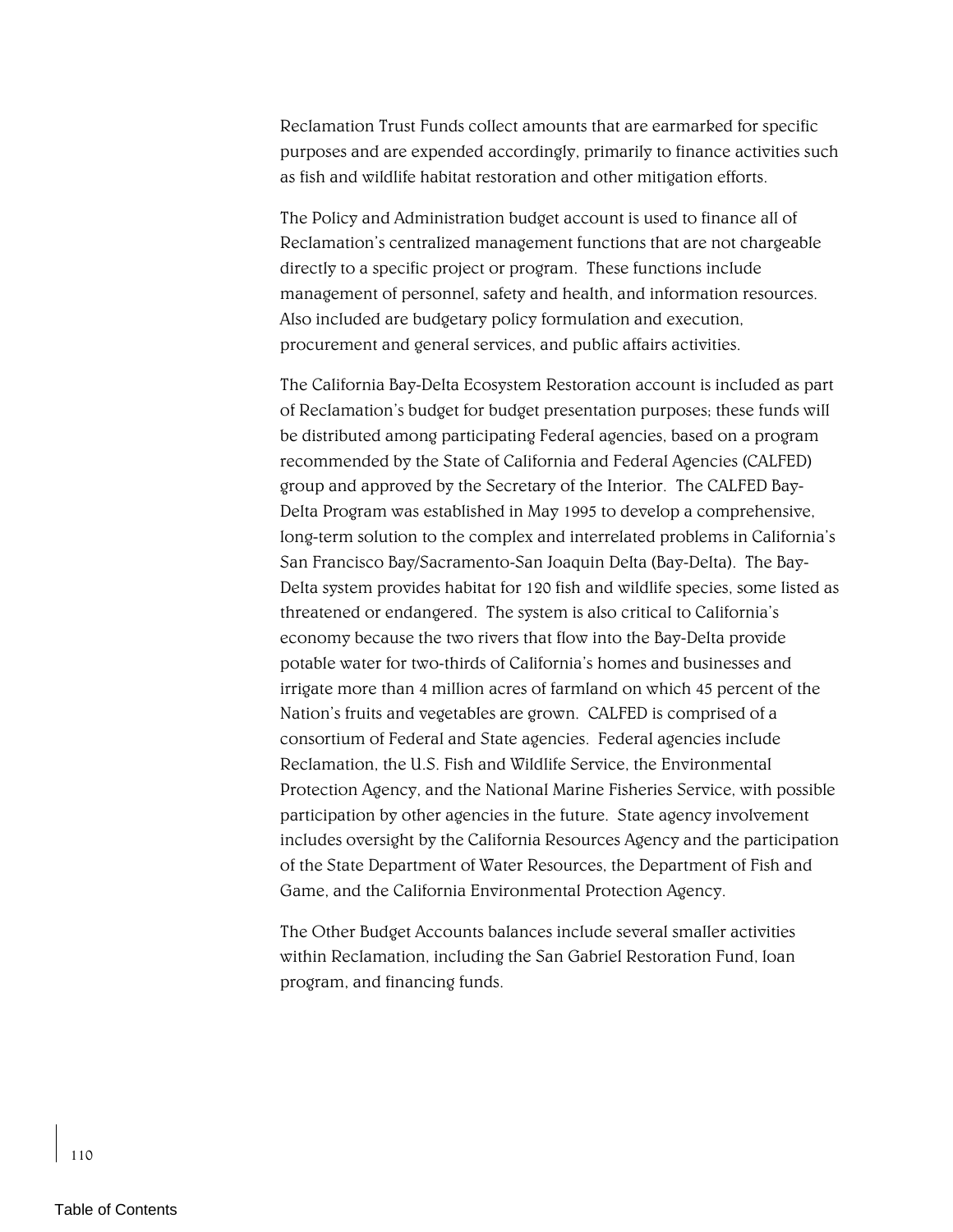Reclamation Trust Funds collect amounts that are earmarked for specific purposes and are expended accordingly, primarily to finance activities such as fish and wildlife habitat restoration and other mitigation efforts.

The Policy and Administration budget account is used to finance all of Reclamation's centralized management functions that are not chargeable directly to a specific project or program. These functions include management of personnel, safety and health, and information resources. Also included are budgetary policy formulation and execution, procurement and general services, and public affairs activities.

The California Bay-Delta Ecosystem Restoration account is included as part of Reclamation's budget for budget presentation purposes; these funds will be distributed among participating Federal agencies, based on a program recommended by the State of California and Federal Agencies (CALFED) group and approved by the Secretary of the Interior. The CALFED Bay-Delta Program was established in May 1995 to develop a comprehensive, long-term solution to the complex and interrelated problems in California's San Francisco Bay/Sacramento-San Joaquin Delta (Bay-Delta). The Bay-Delta system provides habitat for 120 fish and wildlife species, some listed as threatened or endangered. The system is also critical to California's economy because the two rivers that flow into the Bay-Delta provide potable water for two-thirds of California's homes and businesses and irrigate more than 4 million acres of farmland on which 45 percent of the Nation's fruits and vegetables are grown. CALFED is comprised of a consortium of Federal and State agencies. Federal agencies include Reclamation, the U.S. Fish and Wildlife Service, the Environmental Protection Agency, and the National Marine Fisheries Service, with possible participation by other agencies in the future. State agency involvement includes oversight by the California Resources Agency and the participation of the State Department of Water Resources, the Department of Fish and Game, and the California Environmental Protection Agency.

The Other Budget Accounts balances include several smaller activities within Reclamation, including the San Gabriel Restoration Fund, loan program, and financing funds.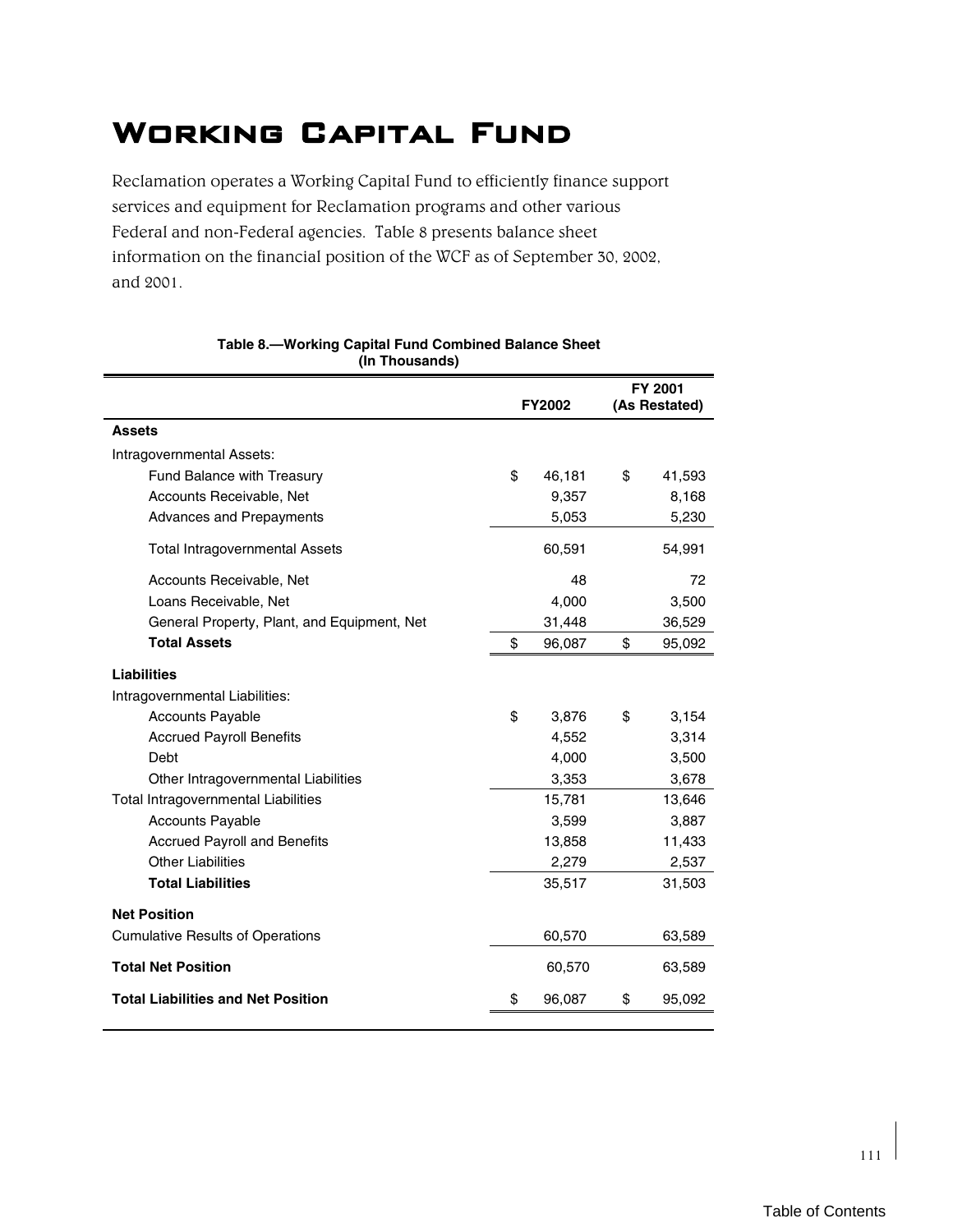# Working Capital Fund

Reclamation operates a Working Capital Fund to efficiently finance support services and equipment for Reclamation programs and other various Federal and non-Federal agencies. Table 8 presents balance sheet information on the financial position of the WCF as of September 30, 2002, and 2001.

**Table 8.—Working Capital Fund Combined Balance Sheet (In Thousands)**

| | FY2002 | FY 2001 (As Restated) |
|---|---|---|
| **Assets** | | |
| Intragovernmental Assets: | | |
| Fund Balance with Treasury | $ 46,181 | $ 41,593 |
| Accounts Receivable, Net | 9,357 | 8,168 |
| Advances and Prepayments | 5,053 | 5,230 |
| Total Intragovernmental Assets | 60,591 | 54,991 |
| Accounts Receivable, Net | 48 | 72 |
| Loans Receivable, Net | 4,000 | 3,500 |
| General Property, Plant, and Equipment, Net | 31,448 | 36,529 |
| **Total Assets** | $ 96,087 | $ 95,092 |
| **Liabilities** | | |
| Intragovernmental Liabilities: | | |
| Accounts Payable | $ 3,876 | $ 3,154 |
| Accrued Payroll Benefits | 4,552 | 3,314 |
| Debt | 4,000 | 3,500 |
| Other Intragovernmental Liabilities | 3,353 | 3,678 |
| Total Intragovernmental Liabilities | 15,781 | 13,646 |
| Accounts Payable | 3,599 | 3,887 |
| Accrued Payroll and Benefits | 13,858 | 11,433 |
| Other Liabilities | 2,279 | 2,537 |
| **Total Liabilities** | 35,517 | 31,503 |
| **Net Position** | | |
| Cumulative Results of Operations | 60,570 | 63,589 |
| **Total Net Position** | 60,570 | 63,589 |
| **Total Liabilities and Net Position** | $ 96,087 | $ 95,092 |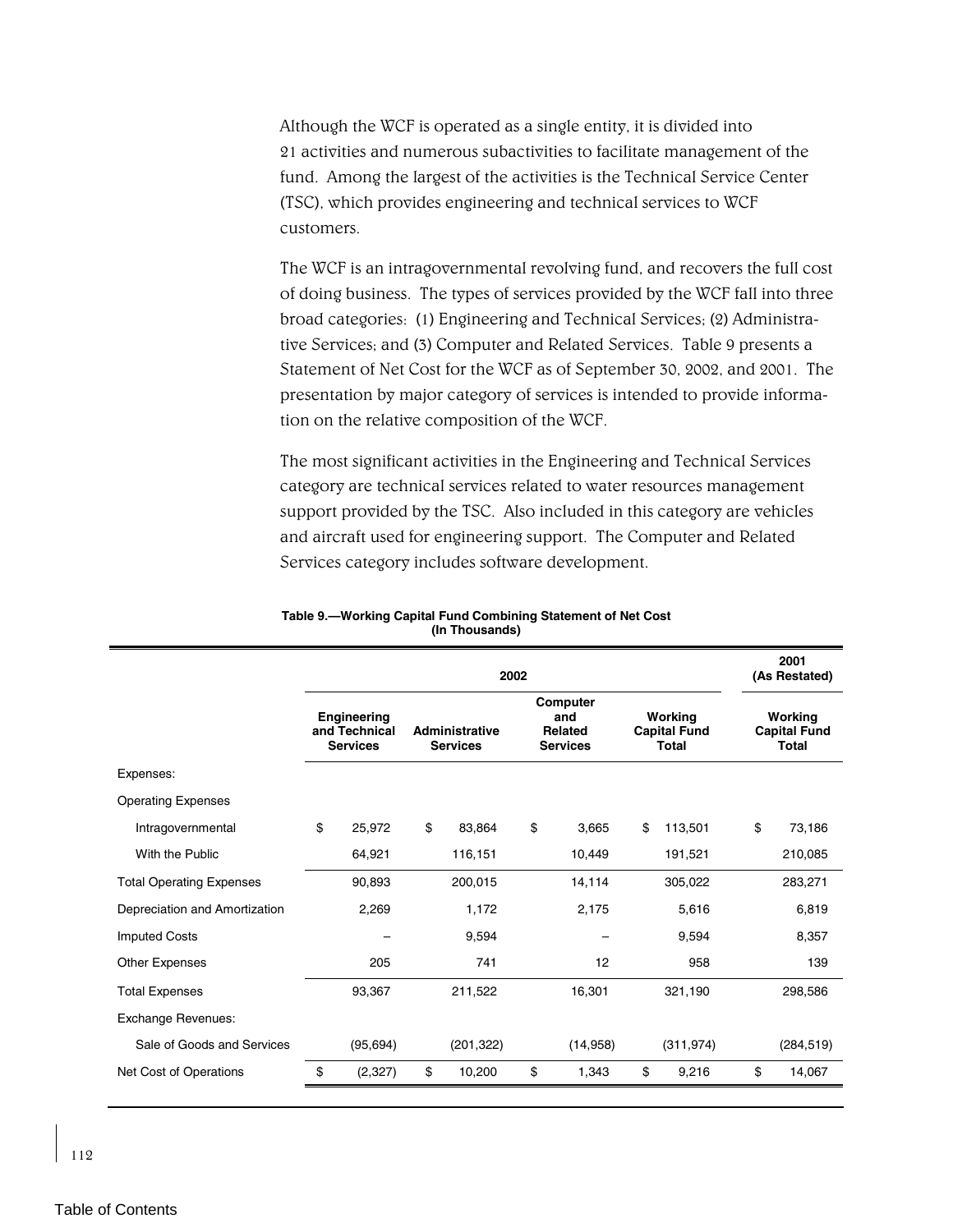Although the WCF is operated as a single entity, it is divided into 21 activities and numerous subactivities to facilitate management of the fund. Among the largest of the activities is the Technical Service Center (TSC), which provides engineering and technical services to WCF customers.

The WCF is an intragovernmental revolving fund, and recovers the full cost of doing business. The types of services provided by the WCF fall into three broad categories: (1) Engineering and Technical Services; (2) Administrative Services; and (3) Computer and Related Services. Table 9 presents a Statement of Net Cost for the WCF as of September 30, 2002, and 2001. The presentation by major category of services is intended to provide information on the relative composition of the WCF.

The most significant activities in the Engineering and Technical Services category are technical services related to water resources management support provided by the TSC. Also included in this category are vehicles and aircraft used for engineering support. The Computer and Related Services category includes software development.

**Table 9.—Working Capital Fund Combining Statement of Net Cost (In Thousands)**

| | 2002 | | | | 2001 (As Restated) |
|---|---|---|---|---|---|
| | Engineering and Technical Services | Administrative Services | Computer and Related Services | Working Capital Fund Total | Working Capital Fund Total |
| Expenses: | | | | | |
| Operating Expenses | | | | | |
| Intragovernmental | $ 25,972 | $ 83,864 | $ 3,665 | $ 113,501 | $ 73,186 |
| With the Public | 64,921 | 116,151 | 10,449 | 191,521 | 210,085 |
| Total Operating Expenses | 90,893 | 200,015 | 14,114 | 305,022 | 283,271 |
| Depreciation and Amortization | 2,269 | 1,172 | 2,175 | 5,616 | 6,819 |
| Imputed Costs | – | 9,594 | – | 9,594 | 8,357 |
| Other Expenses | 205 | 741 | 12 | 958 | 139 |
| Total Expenses | 93,367 | 211,522 | 16,301 | 321,190 | 298,586 |
| Exchange Revenues: | | | | | |
| Sale of Goods and Services | (95,694) | (201,322) | (14,958) | (311,974) | (284,519) |
| Net Cost of Operations | $ (2,327) | $ 10,200 | $ 1,343 | $ 9,216 | $ 14,067 |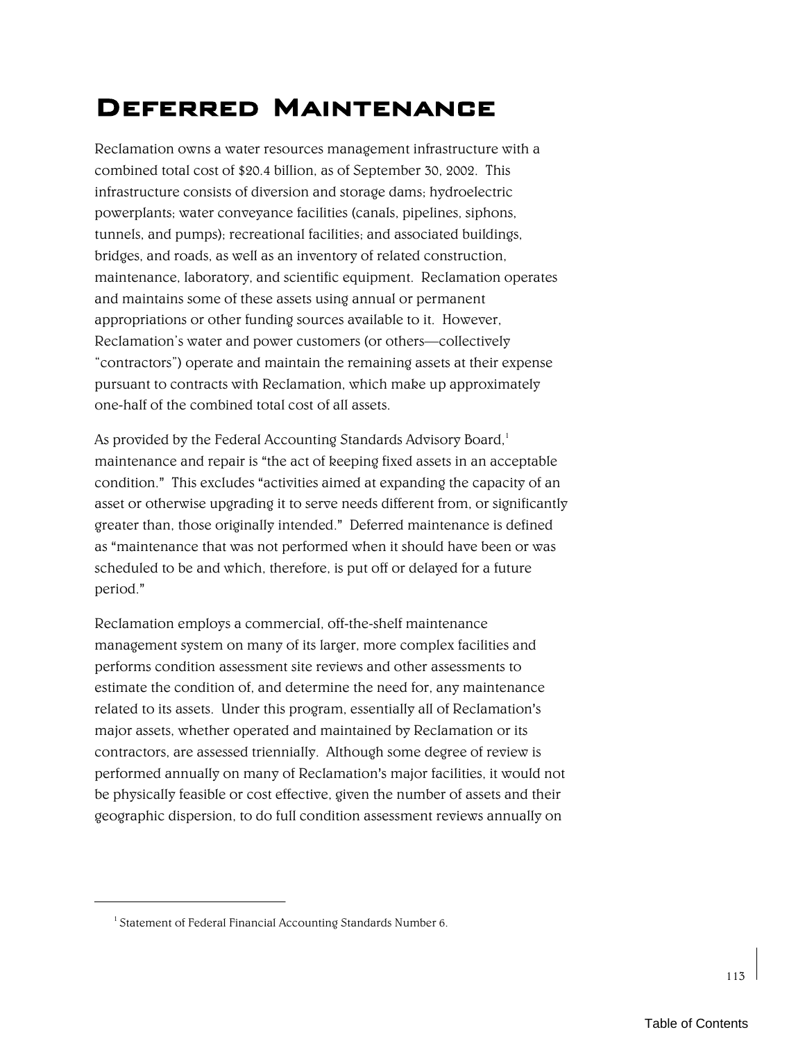# Deferred Maintenance

Reclamation owns a water resources management infrastructure with a combined total cost of $20.4 billion, as of September 30, 2002. This infrastructure consists of diversion and storage dams; hydroelectric powerplants; water conveyance facilities (canals, pipelines, siphons, tunnels, and pumps); recreational facilities; and associated buildings, bridges, and roads, as well as an inventory of related construction, maintenance, laboratory, and scientific equipment. Reclamation operates and maintains some of these assets using annual or permanent appropriations or other funding sources available to it. However, Reclamation's water and power customers (or others—collectively "contractors") operate and maintain the remaining assets at their expense pursuant to contracts with Reclamation, which make up approximately one-half of the combined total cost of all assets.

As provided by the Federal Accounting Standards Advisory Board,[1] maintenance and repair is "the act of keeping fixed assets in an acceptable condition." This excludes "activities aimed at expanding the capacity of an asset or otherwise upgrading it to serve needs different from, or significantly greater than, those originally intended." Deferred maintenance is defined as "maintenance that was not performed when it should have been or was scheduled to be and which, therefore, is put off or delayed for a future period."

Reclamation employs a commercial, off-the-shelf maintenance management system on many of its larger, more complex facilities and performs condition assessment site reviews and other assessments to estimate the condition of, and determine the need for, any maintenance related to its assets. Under this program, essentially all of Reclamation's major assets, whether operated and maintained by Reclamation or its contractors, are assessed triennially. Although some degree of review is performed annually on many of Reclamation's major facilities, it would not be physically feasible or cost effective, given the number of assets and their geographic dispersion, to do full condition assessment reviews annually on

---

[1] Statement of Federal Financial Accounting Standards Number 6.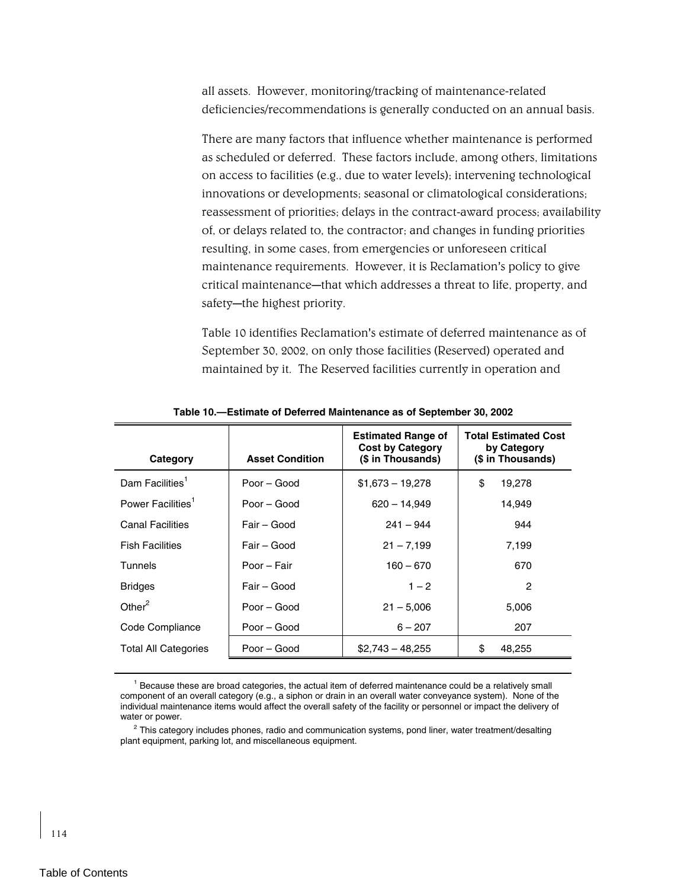all assets. However, monitoring/tracking of maintenance-related deficiencies/recommendations is generally conducted on an annual basis.

There are many factors that influence whether maintenance is performed as scheduled or deferred. These factors include, among others, limitations on access to facilities (e.g., due to water levels); intervening technological innovations or developments; seasonal or climatological considerations; reassessment of priorities; delays in the contract-award process; availability of, or delays related to, the contractor; and changes in funding priorities resulting, in some cases, from emergencies or unforeseen critical maintenance requirements. However, it is Reclamation's policy to give critical maintenance—that which addresses a threat to life, property, and safety—the highest priority.

Table 10 identifies Reclamation's estimate of deferred maintenance as of September 30, 2002, on only those facilities (Reserved) operated and maintained by it. The Reserved facilities currently in operation and

**Table 10.—Estimate of Deferred Maintenance as of September 30, 2002**

| Category | Asset Condition | Estimated Range of Cost by Category ($ in Thousands) | Total Estimated Cost by Category ($ in Thousands) |
|---|---|---|---|
| Dam Facilities[1] | Poor – Good | $1,673 – 19,278 | $ 19,278 |
| Power Facilities[1] | Poor – Good | 620 – 14,949 | 14,949 |
| Canal Facilities | Fair – Good | 241 – 944 | 944 |
| Fish Facilities | Fair – Good | 21 – 7,199 | 7,199 |
| Tunnels | Poor – Fair | 160 – 670 | 670 |
| Bridges | Fair – Good | 1 – 2 | 2 |
| Other[2] | Poor – Good | 21 – 5,006 | 5,006 |
| Code Compliance | Poor – Good | 6 – 207 | 207 |
| Total All Categories | Poor – Good | $2,743 – 48,255 | $ 48,255 |

[1] Because these are broad categories, the actual item of deferred maintenance could be a relatively small component of an overall category (e.g., a siphon or drain in an overall water conveyance system). None of the individual maintenance items would affect the overall safety of the facility or personnel or impact the delivery of water or power.

[2] This category includes phones, radio and communication systems, pond liner, water treatment/desalting plant equipment, parking lot, and miscellaneous equipment.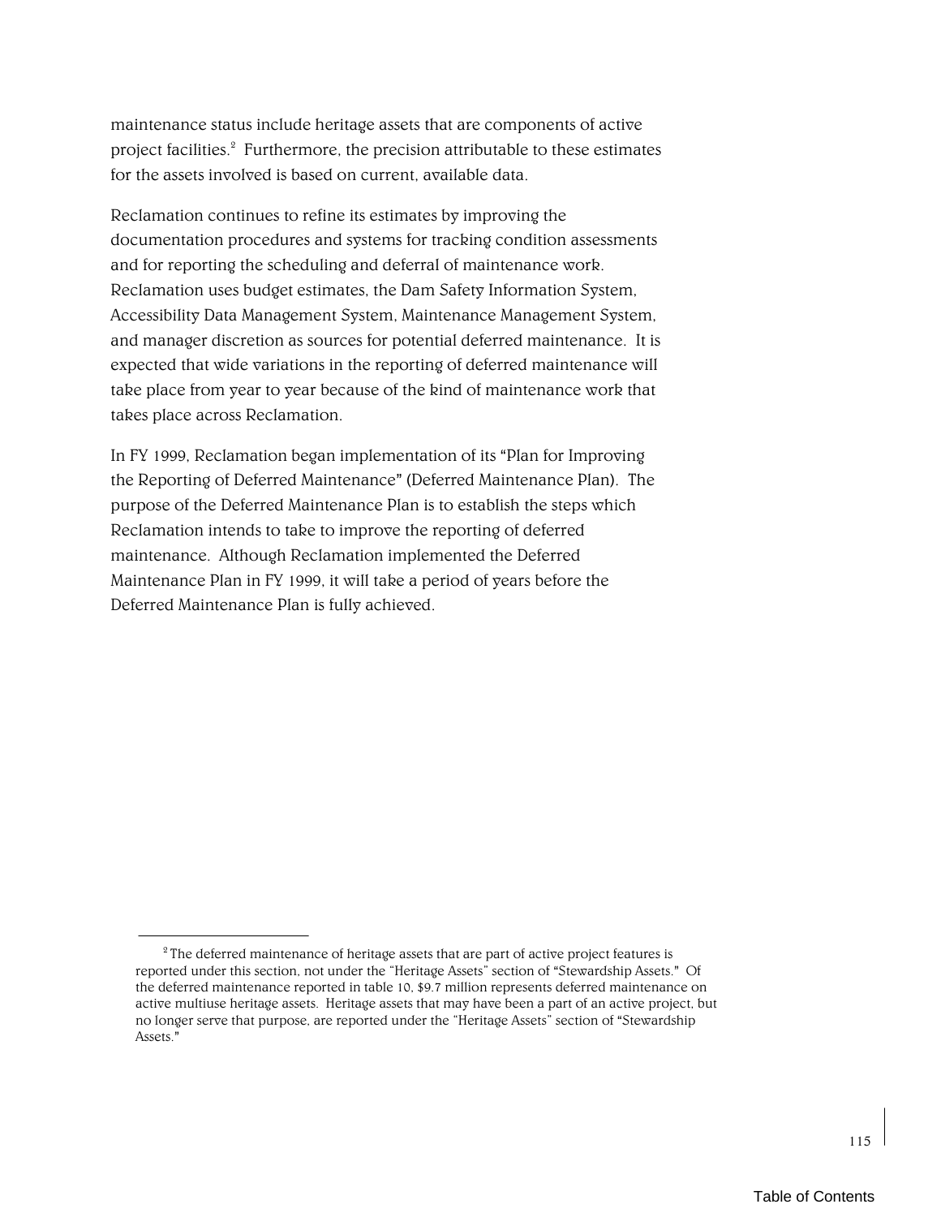maintenance status include heritage assets that are components of active project facilities.[2] Furthermore, the precision attributable to these estimates for the assets involved is based on current, available data.

Reclamation continues to refine its estimates by improving the documentation procedures and systems for tracking condition assessments and for reporting the scheduling and deferral of maintenance work. Reclamation uses budget estimates, the Dam Safety Information System, Accessibility Data Management System, Maintenance Management System, and manager discretion as sources for potential deferred maintenance. It is expected that wide variations in the reporting of deferred maintenance will take place from year to year because of the kind of maintenance work that takes place across Reclamation.

In FY 1999, Reclamation began implementation of its "Plan for Improving the Reporting of Deferred Maintenance" (Deferred Maintenance Plan). The purpose of the Deferred Maintenance Plan is to establish the steps which Reclamation intends to take to improve the reporting of deferred maintenance. Although Reclamation implemented the Deferred Maintenance Plan in FY 1999, it will take a period of years before the Deferred Maintenance Plan is fully achieved.

---

[2] The deferred maintenance of heritage assets that are part of active project features is reported under this section, not under the "Heritage Assets" section of "Stewardship Assets." Of the deferred maintenance reported in table 10, $9.7 million represents deferred maintenance on active multiuse heritage assets. Heritage assets that may have been a part of an active project, but no longer serve that purpose, are reported under the "Heritage Assets" section of "Stewardship Assets."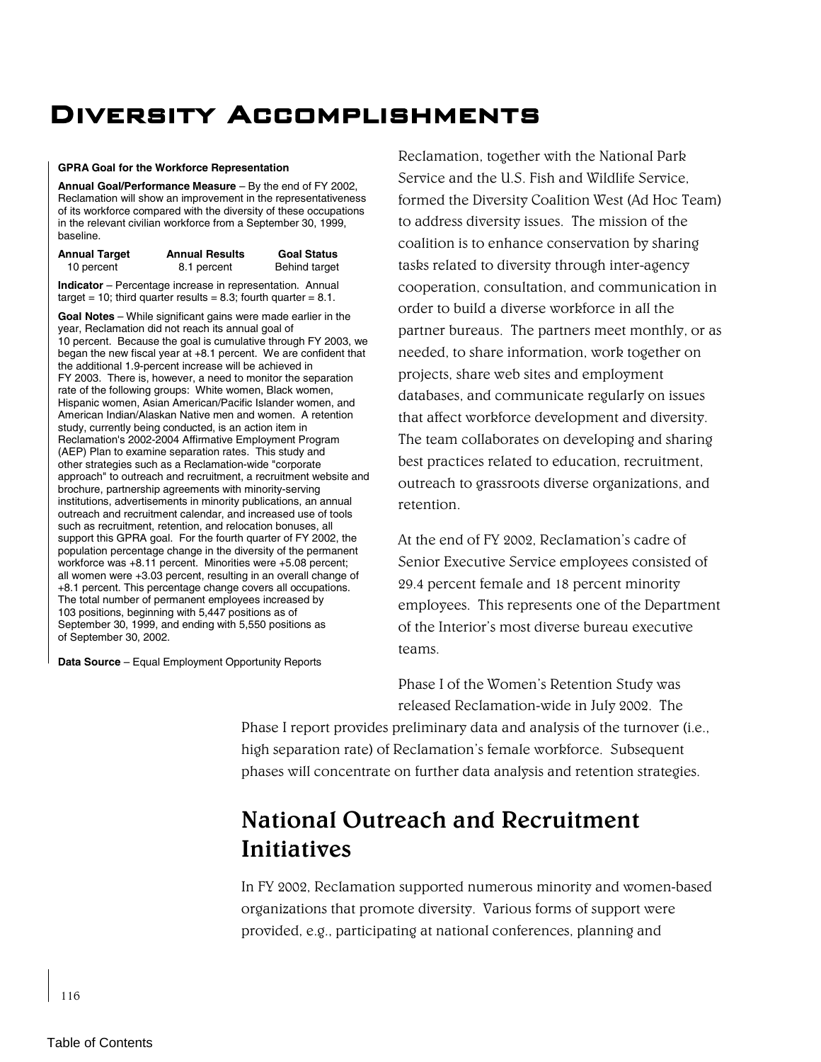# Diversity Accomplishments

**GPRA Goal for the Workforce Representation**

**Annual Goal/Performance Measure** – By the end of FY 2002, Reclamation will show an improvement in the representativeness of its workforce compared with the diversity of these occupations in the relevant civilian workforce from a September 30, 1999, baseline.

| Annual Target | Annual Results | Goal Status |
|---|---|---|
| 10 percent | 8.1 percent | Behind target |

**Indicator** – Percentage increase in representation. Annual target = 10; third quarter results = 8.3; fourth quarter = 8.1.

**Goal Notes** – While significant gains were made earlier in the year, Reclamation did not reach its annual goal of 10 percent. Because the goal is cumulative through FY 2003, we began the new fiscal year at +8.1 percent. We are confident that the additional 1.9-percent increase will be achieved in FY 2003. There is, however, a need to monitor the separation rate of the following groups: White women, Black women, Hispanic women, Asian American/Pacific Islander women, and American Indian/Alaskan Native men and women. A retention study, currently being conducted, is an action item in Reclamation's 2002-2004 Affirmative Employment Program (AEP) Plan to examine separation rates. This study and other strategies such as a Reclamation-wide "corporate approach" to outreach and recruitment, a recruitment website and brochure, partnership agreements with minority-serving institutions, advertisements in minority publications, an annual outreach and recruitment calendar, and increased use of tools such as recruitment, retention, and relocation bonuses, all support this GPRA goal. For the fourth quarter of FY 2002, the population percentage change in the diversity of the permanent workforce was +8.11 percent. Minorities were +5.08 percent; all women were +3.03 percent, resulting in an overall change of +8.1 percent. This percentage change covers all occupations. The total number of permanent employees increased by 103 positions, beginning with 5,447 positions as of September 30, 1999, and ending with 5,550 positions as of September 30, 2002.

**Data Source** – Equal Employment Opportunity Reports

Reclamation, together with the National Park Service and the U.S. Fish and Wildlife Service, formed the Diversity Coalition West (Ad Hoc Team) to address diversity issues. The mission of the coalition is to enhance conservation by sharing tasks related to diversity through inter-agency cooperation, consultation, and communication in order to build a diverse workforce in all the partner bureaus. The partners meet monthly, or as needed, to share information, work together on projects, share web sites and employment databases, and communicate regularly on issues that affect workforce development and diversity. The team collaborates on developing and sharing best practices related to education, recruitment, outreach to grassroots diverse organizations, and retention.

At the end of FY 2002, Reclamation's cadre of Senior Executive Service employees consisted of 29.4 percent female and 18 percent minority employees. This represents one of the Department of the Interior's most diverse bureau executive teams.

Phase I of the Women's Retention Study was released Reclamation-wide in July 2002. The Phase I report provides preliminary data and analysis of the turnover (i.e., high separation rate) of Reclamation's female workforce. Subsequent phases will concentrate on further data analysis and retention strategies.

## National Outreach and Recruitment Initiatives

In FY 2002, Reclamation supported numerous minority and women-based organizations that promote diversity. Various forms of support were provided, e.g., participating at national conferences, planning and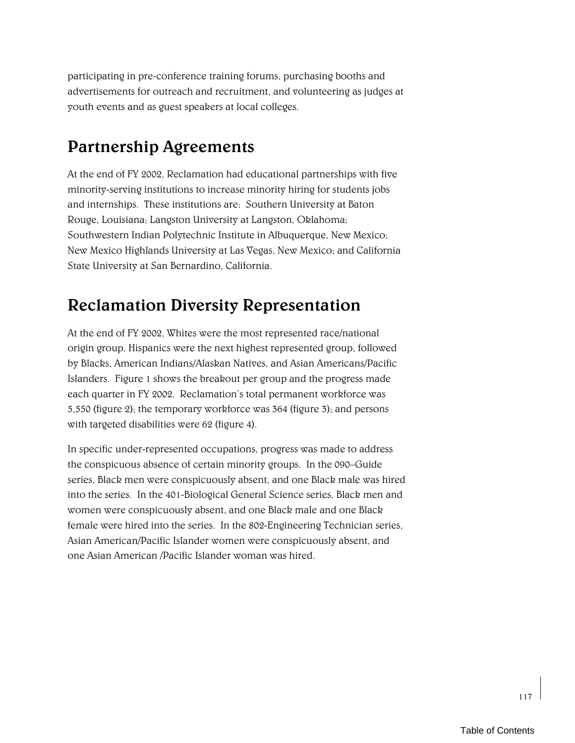participating in pre-conference training forums, purchasing booths and advertisements for outreach and recruitment, and volunteering as judges at youth events and as guest speakers at local colleges.

## Partnership Agreements

At the end of FY 2002, Reclamation had educational partnerships with five minority-serving institutions to increase minority hiring for students jobs and internships. These institutions are: Southern University at Baton Rouge, Louisiana; Langston University at Langston, Oklahoma; Southwestern Indian Polytechnic Institute in Albuquerque, New Mexico; New Mexico Highlands University at Las Vegas, New Mexico; and California State University at San Bernardino, California.

## Reclamation Diversity Representation

At the end of FY 2002, Whites were the most represented race/national origin group, Hispanics were the next highest represented group, followed by Blacks, American Indians/Alaskan Natives, and Asian Americans/Pacific Islanders. Figure 1 shows the breakout per group and the progress made each quarter in FY 2002. Reclamation's total permanent workforce was 5,550 (figure 2); the temporary workforce was 364 (figure 3); and persons with targeted disabilities were 62 (figure 4).

In specific under-represented occupations, progress was made to address the conspicuous absence of certain minority groups. In the 090–Guide series, Black men were conspicuously absent, and one Black male was hired into the series. In the 401-Biological General Science series, Black men and women were conspicuously absent, and one Black male and one Black female were hired into the series. In the 802-Engineering Technician series, Asian American/Pacific Islander women were conspicuously absent, and one Asian American /Pacific Islander woman was hired.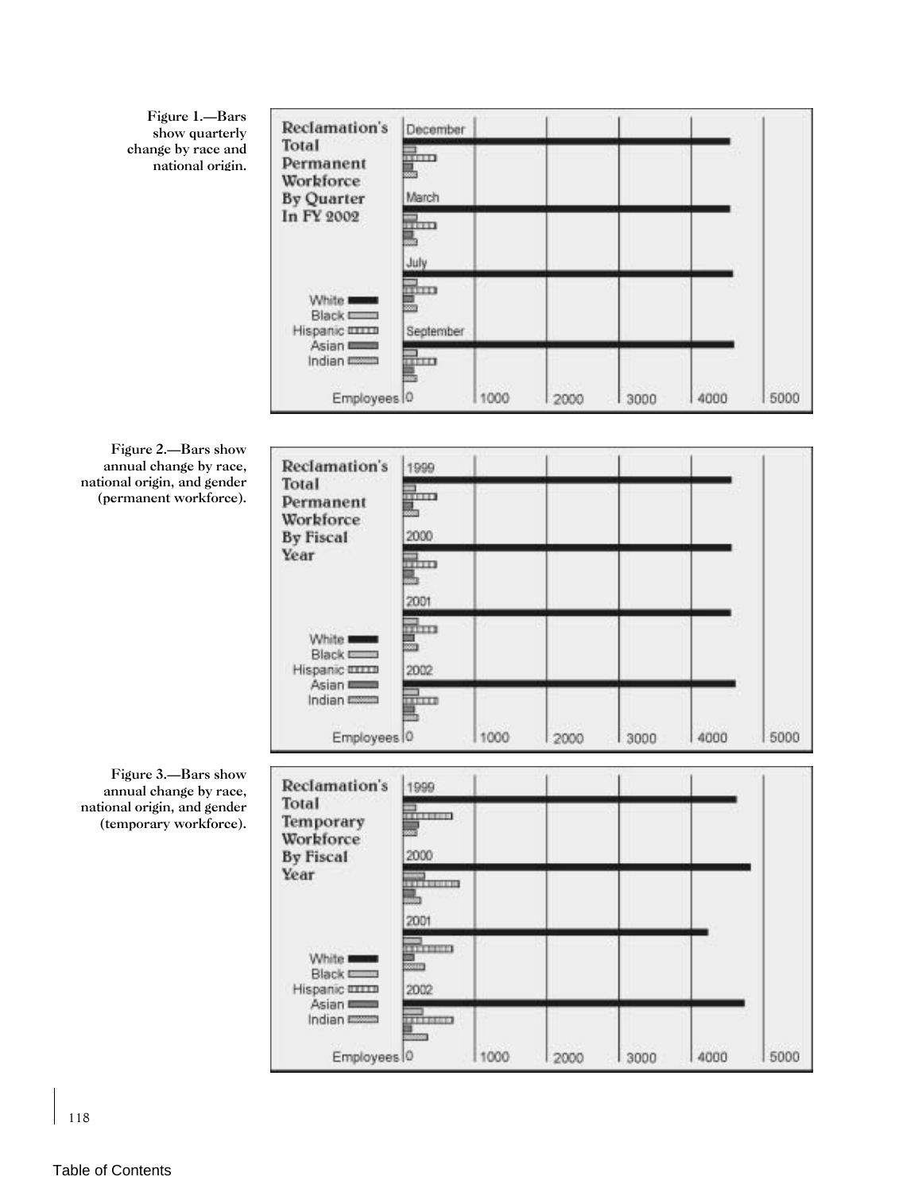Figure 1.—Bars show quarterly change by race and national origin.

Reclamation's Total Permanent Workforce By Quarter In FY 2002

December

March

July

September

White
Black
Hispanic
Asian
Indian

Employees 0 1000 2000 3000 4000 5000

Figure 2.—Bars show annual change by race, national origin, and gender (permanent workforce).

Reclamation's Total Permanent Workforce By Fiscal Year

1999

2000

2001

2002

White
Black
Hispanic
Asian
Indian

Employees 0 1000 2000 3000 4000 5000

Figure 3.—Bars show annual change by race, national origin, and gender (temporary workforce).

Reclamation's Total Temporary Workforce By Fiscal Year

1999

2000

2001

2002

White
Black
Hispanic
Asian
Indian

Employees 0 1000 2000 3000 4000 5000

Table of Contents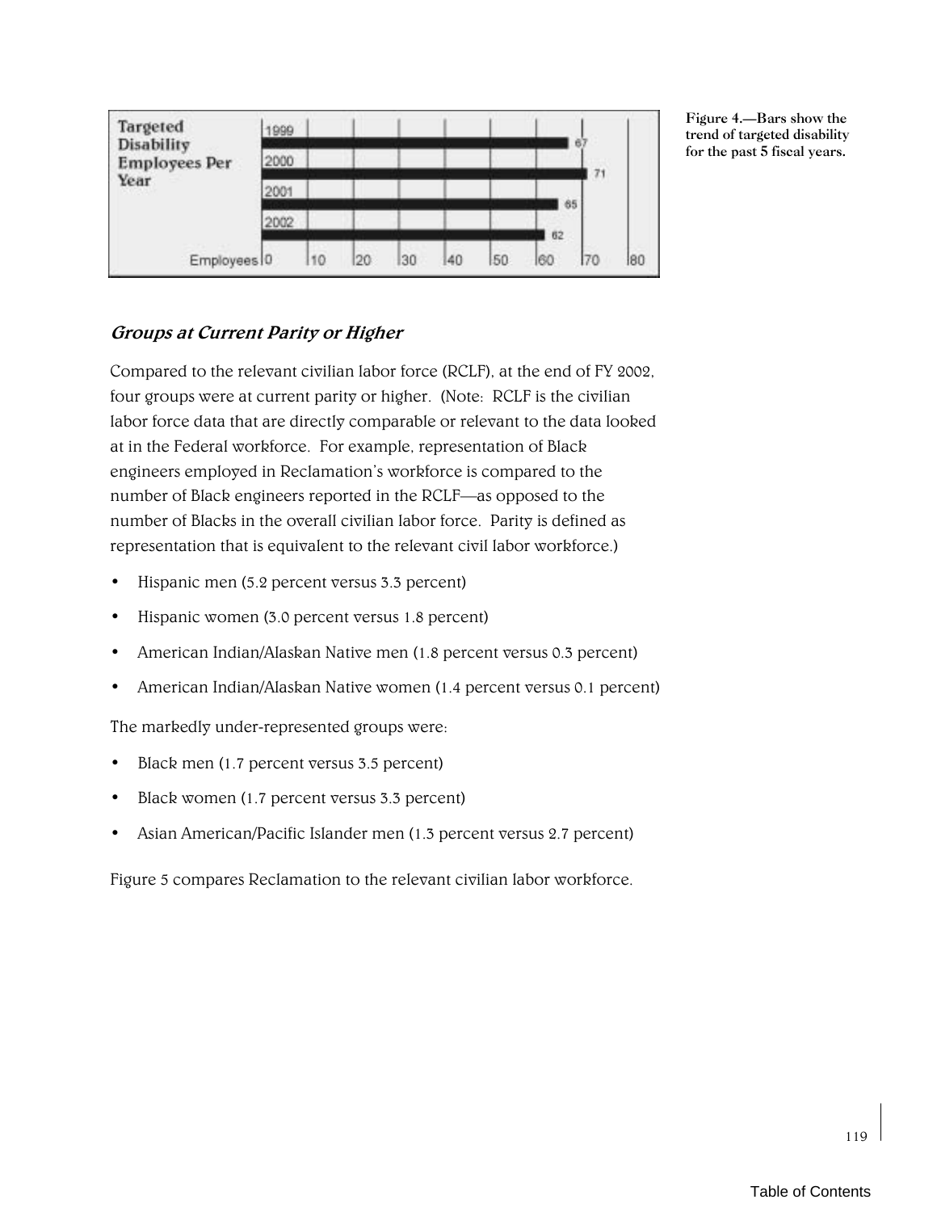| Targeted Disability Employees Per Year | Employees |
|---|---|
| 1999 | 67 |
| 2000 | 71 |
| 2001 | 65 |
| 2002 | 62 |

Figure 4.—Bars show the trend of targeted disability for the past 5 fiscal years.

### *Groups at Current Parity or Higher*

Compared to the relevant civilian labor force (RCLF), at the end of FY 2002, four groups were at current parity or higher. (Note: RCLF is the civilian labor force data that are directly comparable or relevant to the data looked at in the Federal workforce. For example, representation of Black engineers employed in Reclamation's workforce is compared to the number of Black engineers reported in the RCLF—as opposed to the number of Blacks in the overall civilian labor force. Parity is defined as representation that is equivalent to the relevant civil labor workforce.)

- Hispanic men (5.2 percent versus 3.3 percent)
- Hispanic women (3.0 percent versus 1.8 percent)
- American Indian/Alaskan Native men (1.8 percent versus 0.3 percent)
- American Indian/Alaskan Native women (1.4 percent versus 0.1 percent)

The markedly under-represented groups were:

- Black men (1.7 percent versus 3.5 percent)
- Black women (1.7 percent versus 3.3 percent)
- Asian American/Pacific Islander men (1.3 percent versus 2.7 percent)

Figure 5 compares Reclamation to the relevant civilian labor workforce.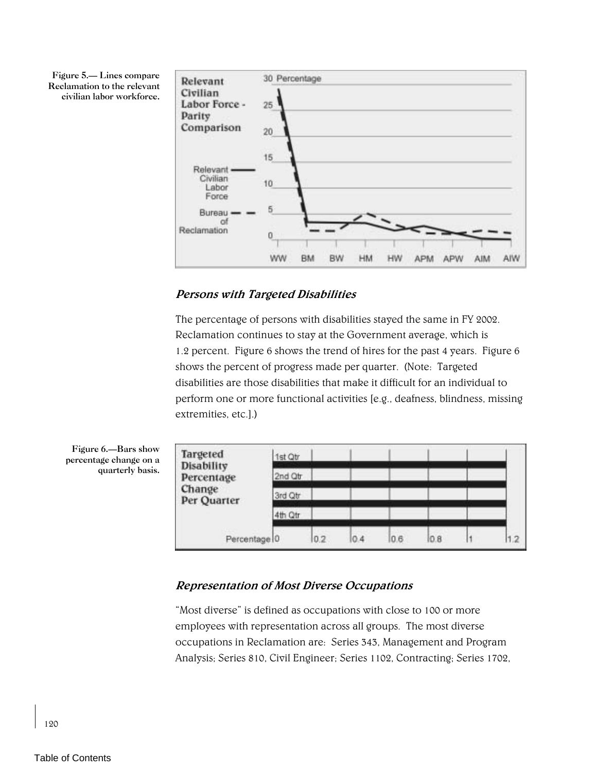Figure 5.— Lines compare Reclamation to the relevant civilian labor workforce.

### *Persons with Targeted Disabilities*

The percentage of persons with disabilities stayed the same in FY 2002. Reclamation continues to stay at the Government average, which is 1.2 percent. Figure 6 shows the trend of hires for the past 4 years. Figure 6 shows the percent of progress made per quarter. (Note: Targeted disabilities are those disabilities that make it difficult for an individual to perform one or more functional activities [e.g., deafness, blindness, missing extremities, etc.].)

Figure 6.—Bars show percentage change on a quarterly basis.

### *Representation of Most Diverse Occupations*

“Most diverse” is defined as occupations with close to 100 or more employees with representation across all groups. The most diverse occupations in Reclamation are: Series 343, Management and Program Analysis; Series 810, Civil Engineer; Series 1102, Contracting; Series 1702,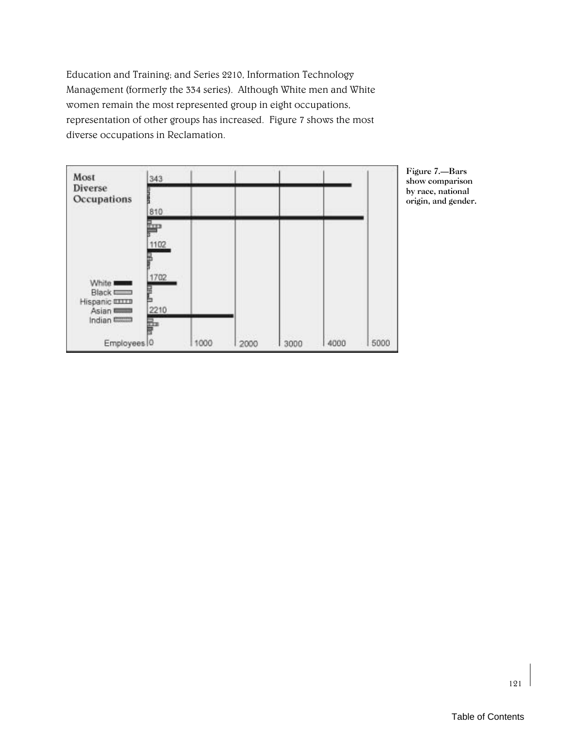Education and Training; and Series 2210, Information Technology Management (formerly the 334 series). Although White men and White women remain the most represented group in eight occupations, representation of other groups has increased. Figure 7 shows the most diverse occupations in Reclamation.

**Figure 7.—Bars show comparison by race, national origin, and gender.**

Table of Contents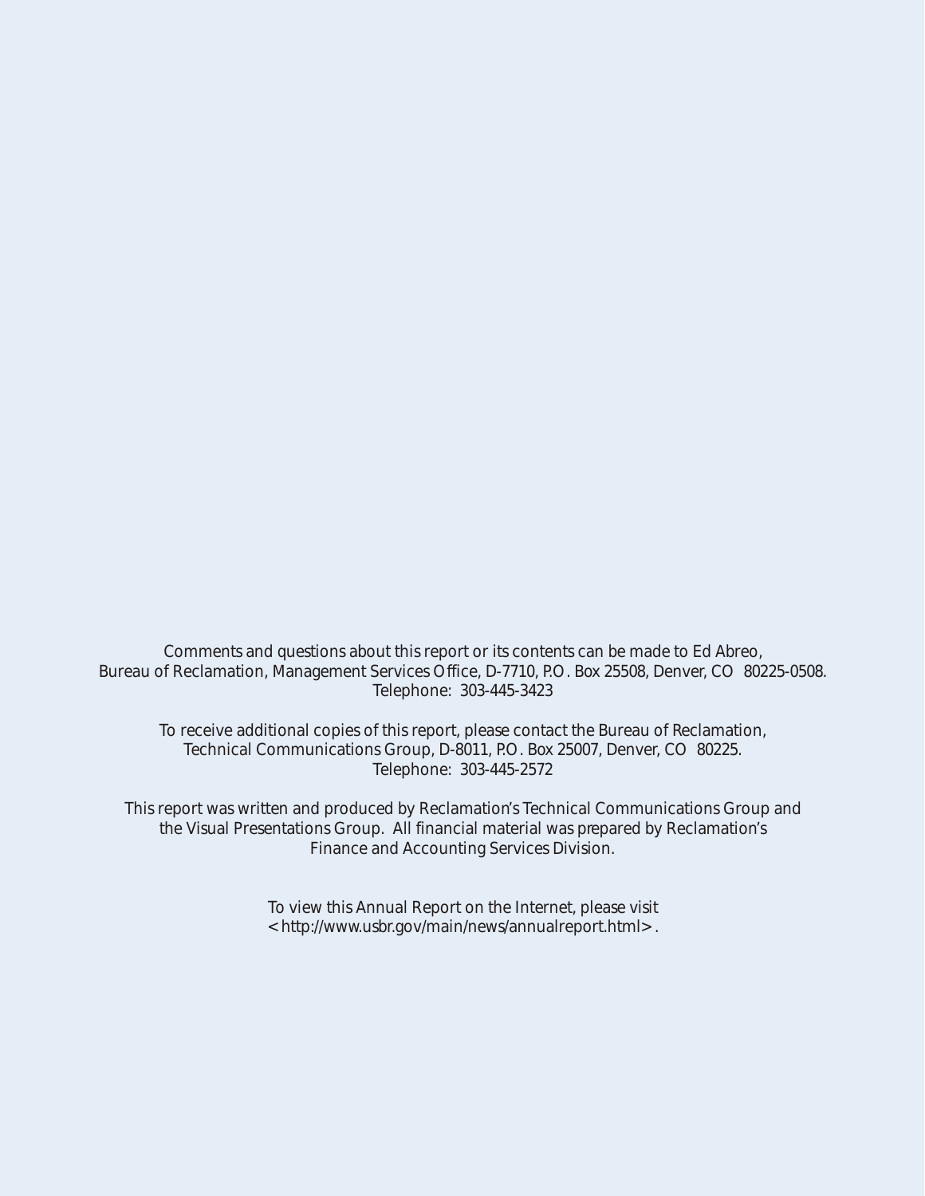Comments and questions about this report or its contents can be made to Ed Abreo, Bureau of Reclamation, Management Services Office, D-7710, P.O. Box 25508, Denver, CO 80225-0508. Telephone: 303-445-3423

To receive additional copies of this report, please contact the Bureau of Reclamation, Technical Communications Group, D-8011, P.O. Box 25007, Denver, CO 80225. Telephone: 303-445-2572

This report was written and produced by Reclamation's Technical Communications Group and the Visual Presentations Group. All financial material was prepared by Reclamation's Finance and Accounting Services Division.

To view this Annual Report on the Internet, please visit <http://www.usbr.gov/main/news/annualreport.html>.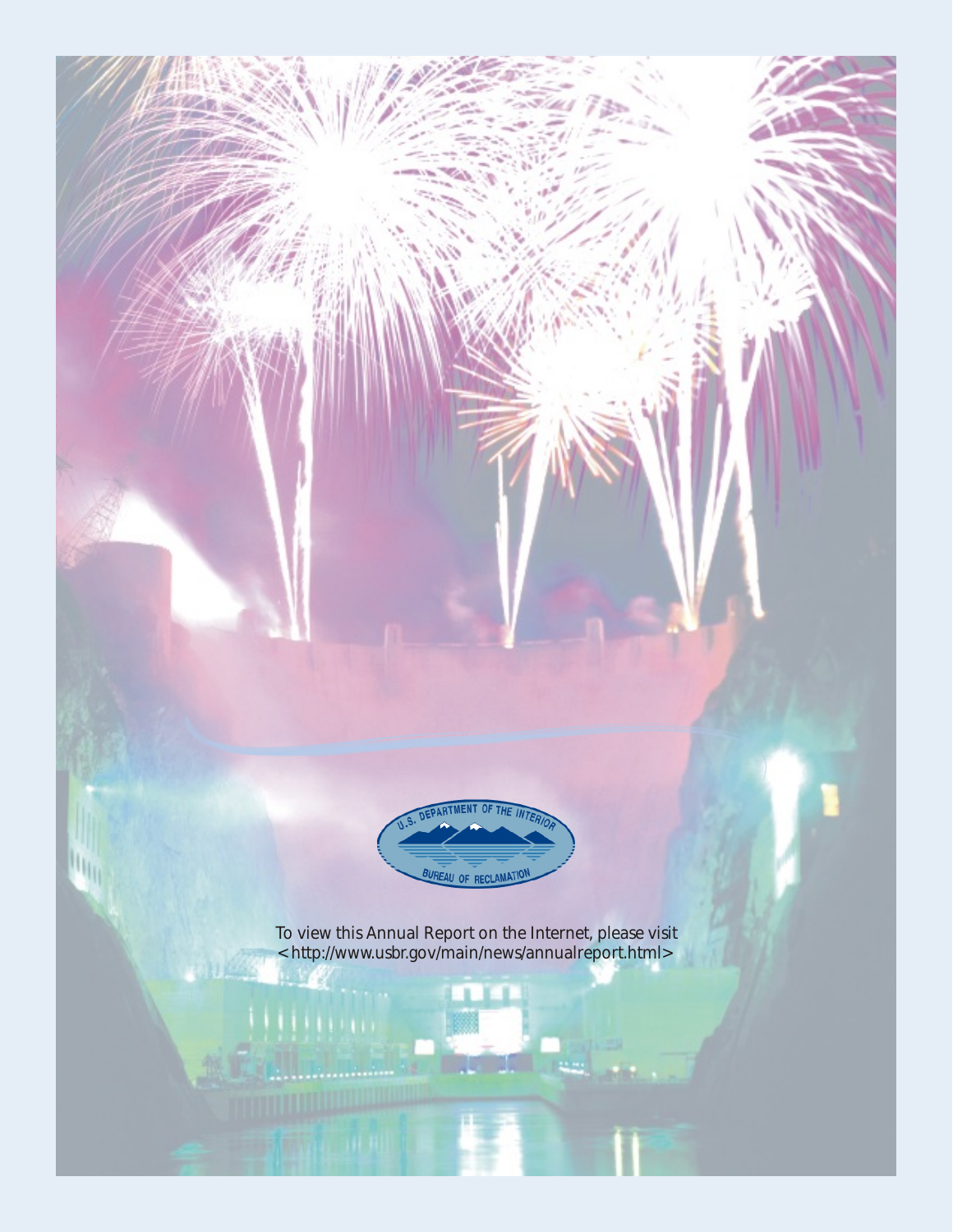To view this Annual Report on the Internet, please visit
<http://www.usbr.gov/main/news/annualreport.html>